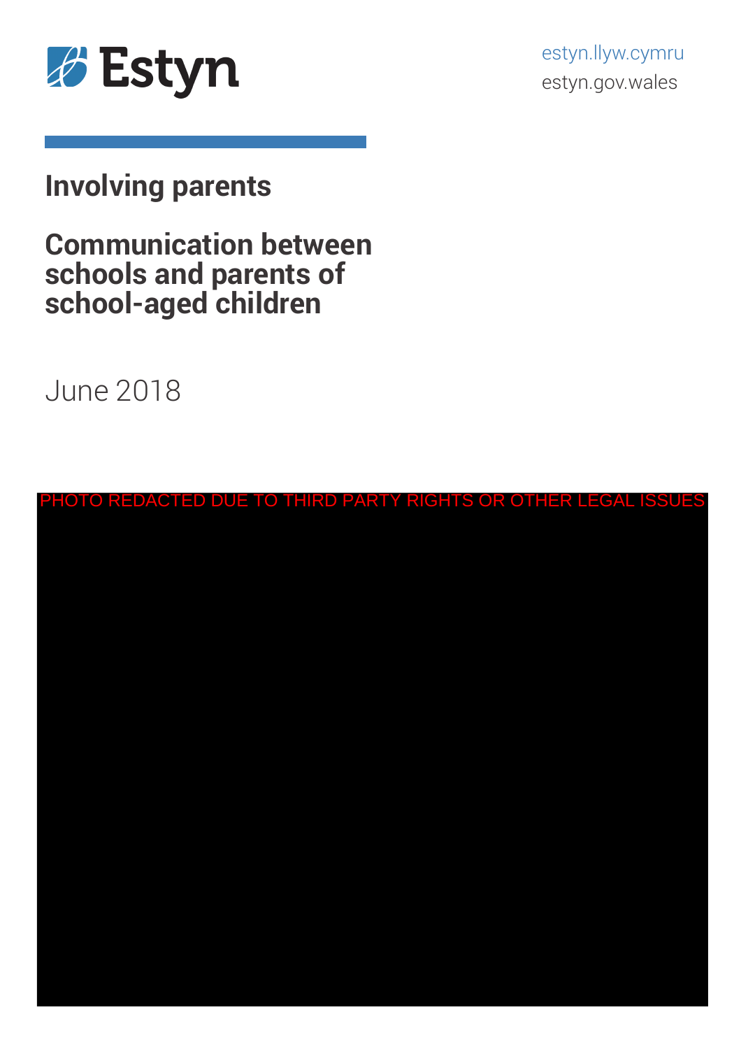Estyn

estyn.llyw.cymru
estyn.gov.wales

# Involving parents

## Communication between schools and parents of school-aged children

June 2018

PHOTO REDACTED DUE TO THIRD PARTY RIGHTS OR OTHER LEGAL ISSUES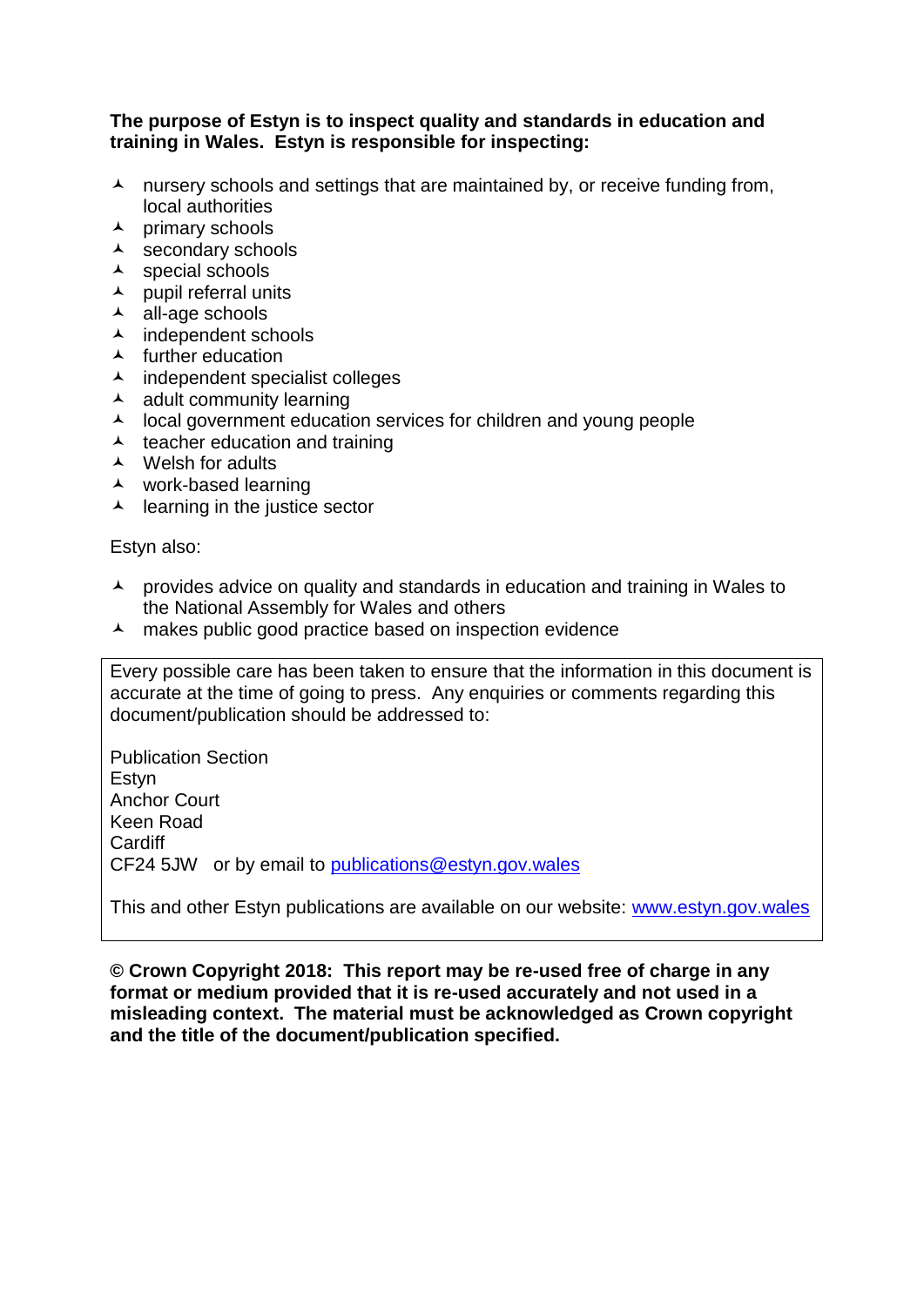**The purpose of Estyn is to inspect quality and standards in education and training in Wales. Estyn is responsible for inspecting:**

- nursery schools and settings that are maintained by, or receive funding from, local authorities
- primary schools
- secondary schools
- special schools
- pupil referral units
- all-age schools
- independent schools
- further education
- independent specialist colleges
- adult community learning
- local government education services for children and young people
- teacher education and training
- Welsh for adults
- work-based learning
- learning in the justice sector

Estyn also:

- provides advice on quality and standards in education and training in Wales to the National Assembly for Wales and others
- makes public good practice based on inspection evidence

Every possible care has been taken to ensure that the information in this document is accurate at the time of going to press. Any enquiries or comments regarding this document/publication should be addressed to:

Publication Section
Estyn
Anchor Court
Keen Road
Cardiff
CF24 5JW or by email to [publications@estyn.gov.wales](mailto:publications@estyn.gov.wales)

This and other Estyn publications are available on our website: [www.estyn.gov.wales](http://www.estyn.gov.wales)

**© Crown Copyright 2018: This report may be re-used free of charge in any format or medium provided that it is re-used accurately and not used in a misleading context. The material must be acknowledged as Crown copyright and the title of the document/publication specified.**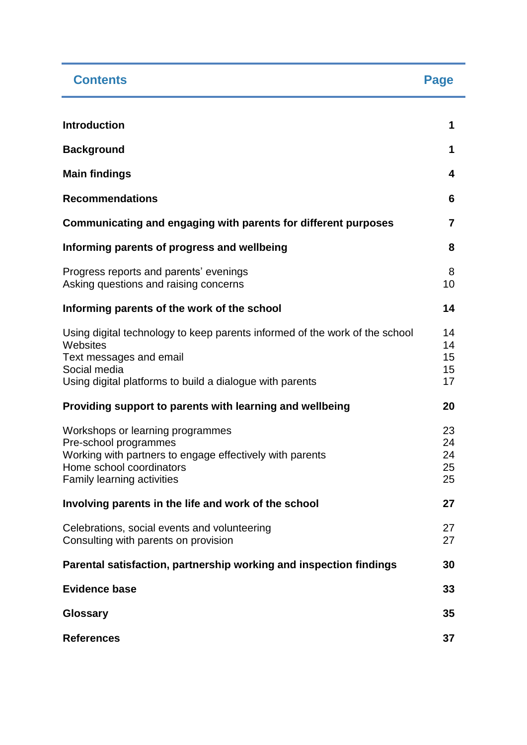| Contents | Page |
|---|---|
| **Introduction** | **1** |
| **Background** | **1** |
| **Main findings** | **4** |
| **Recommendations** | **6** |
| **Communicating and engaging with parents for different purposes** | **7** |
| **Informing parents of progress and wellbeing** | **8** |
| Progress reports and parents' evenings | 8 |
| Asking questions and raising concerns | 10 |
| **Informing parents of the work of the school** | **14** |
| Using digital technology to keep parents informed of the work of the school | 14 |
| Websites | 14 |
| Text messages and email | 15 |
| Social media | 15 |
| Using digital platforms to build a dialogue with parents | 17 |
| **Providing support to parents with learning and wellbeing** | **20** |
| Workshops or learning programmes | 23 |
| Pre-school programmes | 24 |
| Working with partners to engage effectively with parents | 24 |
| Home school coordinators | 25 |
| Family learning activities | 25 |
| **Involving parents in the life and work of the school** | **27** |
| Celebrations, social events and volunteering | 27 |
| Consulting with parents on provision | 27 |
| **Parental satisfaction, partnership working and inspection findings** | **30** |
| **Evidence base** | **33** |
| **Glossary** | **35** |
| **References** | **37** |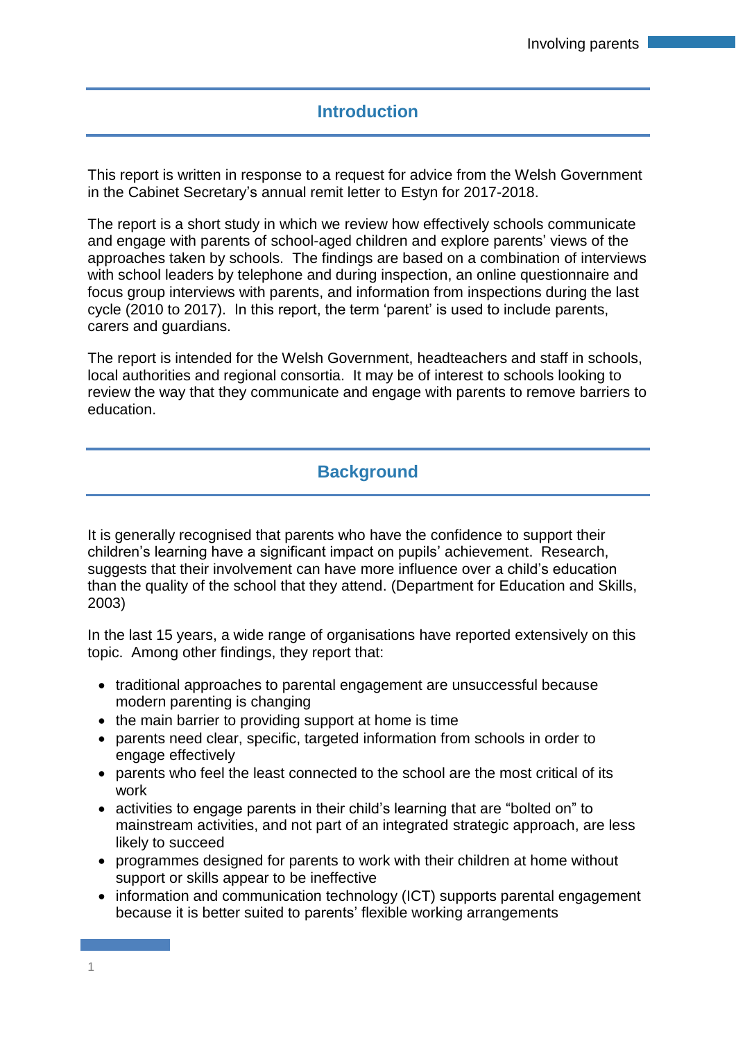## Introduction

This report is written in response to a request for advice from the Welsh Government in the Cabinet Secretary's annual remit letter to Estyn for 2017-2018.

The report is a short study in which we review how effectively schools communicate and engage with parents of school-aged children and explore parents' views of the approaches taken by schools. The findings are based on a combination of interviews with school leaders by telephone and during inspection, an online questionnaire and focus group interviews with parents, and information from inspections during the last cycle (2010 to 2017). In this report, the term 'parent' is used to include parents, carers and guardians.

The report is intended for the Welsh Government, headteachers and staff in schools, local authorities and regional consortia. It may be of interest to schools looking to review the way that they communicate and engage with parents to remove barriers to education.

## Background

It is generally recognised that parents who have the confidence to support their children's learning have a significant impact on pupils' achievement. Research, suggests that their involvement can have more influence over a child's education than the quality of the school that they attend. (Department for Education and Skills, 2003)

In the last 15 years, a wide range of organisations have reported extensively on this topic. Among other findings, they report that:

- traditional approaches to parental engagement are unsuccessful because modern parenting is changing
- the main barrier to providing support at home is time
- parents need clear, specific, targeted information from schools in order to engage effectively
- parents who feel the least connected to the school are the most critical of its work
- activities to engage parents in their child's learning that are "bolted on" to mainstream activities, and not part of an integrated strategic approach, are less likely to succeed
- programmes designed for parents to work with their children at home without support or skills appear to be ineffective
- information and communication technology (ICT) supports parental engagement because it is better suited to parents' flexible working arrangements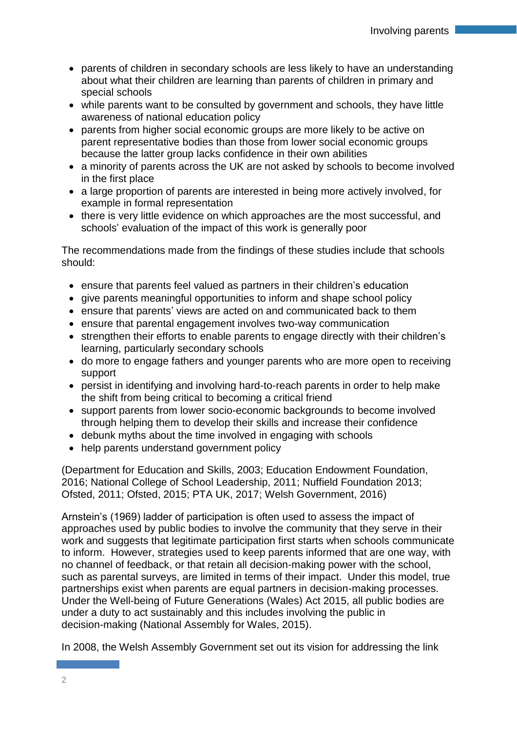- parents of children in secondary schools are less likely to have an understanding about what their children are learning than parents of children in primary and special schools
- while parents want to be consulted by government and schools, they have little awareness of national education policy
- parents from higher social economic groups are more likely to be active on parent representative bodies than those from lower social economic groups because the latter group lacks confidence in their own abilities
- a minority of parents across the UK are not asked by schools to become involved in the first place
- a large proportion of parents are interested in being more actively involved, for example in formal representation
- there is very little evidence on which approaches are the most successful, and schools' evaluation of the impact of this work is generally poor

The recommendations made from the findings of these studies include that schools should:

- ensure that parents feel valued as partners in their children's education
- give parents meaningful opportunities to inform and shape school policy
- ensure that parents' views are acted on and communicated back to them
- ensure that parental engagement involves two-way communication
- strengthen their efforts to enable parents to engage directly with their children's learning, particularly secondary schools
- do more to engage fathers and younger parents who are more open to receiving support
- persist in identifying and involving hard-to-reach parents in order to help make the shift from being critical to becoming a critical friend
- support parents from lower socio-economic backgrounds to become involved through helping them to develop their skills and increase their confidence
- debunk myths about the time involved in engaging with schools
- help parents understand government policy

(Department for Education and Skills, 2003; Education Endowment Foundation, 2016; National College of School Leadership, 2011; Nuffield Foundation 2013; Ofsted, 2011; Ofsted, 2015; PTA UK, 2017; Welsh Government, 2016)

Arnstein's (1969) ladder of participation is often used to assess the impact of approaches used by public bodies to involve the community that they serve in their work and suggests that legitimate participation first starts when schools communicate to inform. However, strategies used to keep parents informed that are one way, with no channel of feedback, or that retain all decision-making power with the school, such as parental surveys, are limited in terms of their impact. Under this model, true partnerships exist when parents are equal partners in decision-making processes. Under the Well-being of Future Generations (Wales) Act 2015, all public bodies are under a duty to act sustainably and this includes involving the public in decision-making (National Assembly for Wales, 2015).

In 2008, the Welsh Assembly Government set out its vision for addressing the link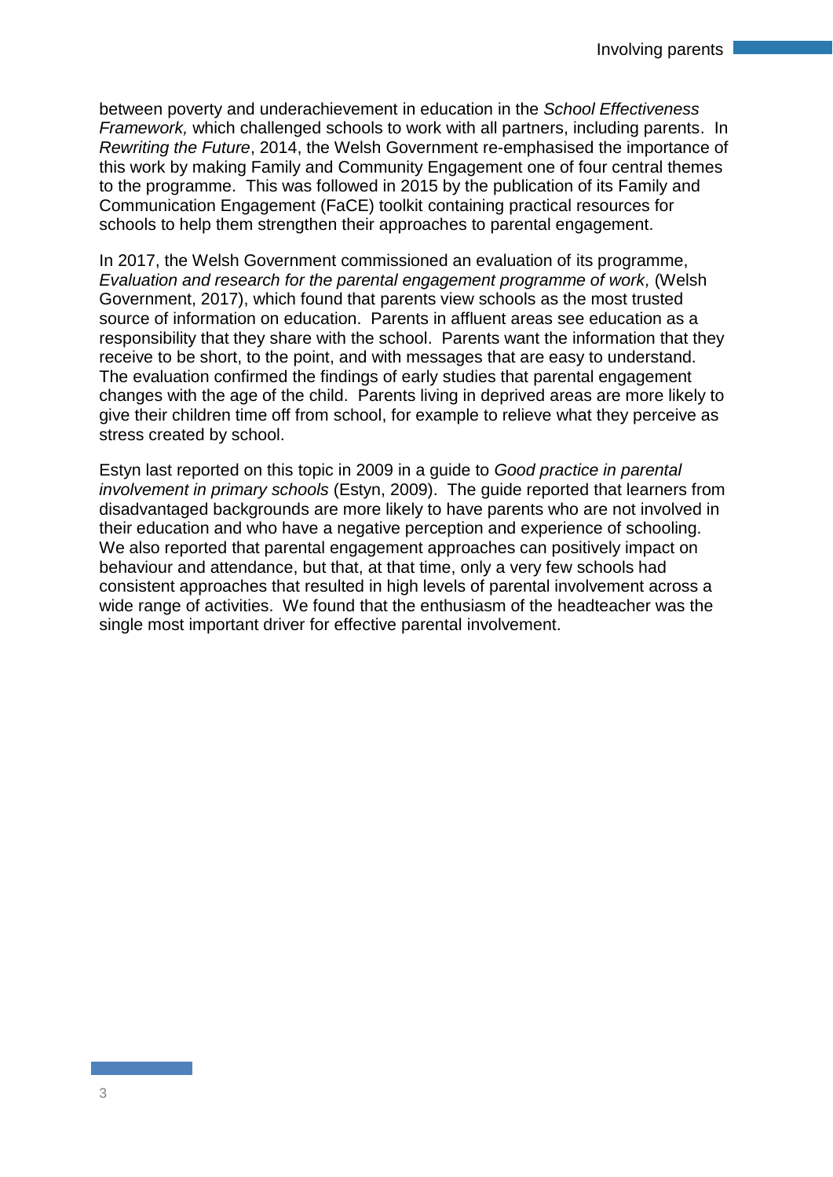between poverty and underachievement in education in the *School Effectiveness Framework,* which challenged schools to work with all partners, including parents. In *Rewriting the Future*, 2014, the Welsh Government re-emphasised the importance of this work by making Family and Community Engagement one of four central themes to the programme. This was followed in 2015 by the publication of its Family and Communication Engagement (FaCE) toolkit containing practical resources for schools to help them strengthen their approaches to parental engagement.

In 2017, the Welsh Government commissioned an evaluation of its programme, *Evaluation and research for the parental engagement programme of work,* (Welsh Government, 2017), which found that parents view schools as the most trusted source of information on education. Parents in affluent areas see education as a responsibility that they share with the school. Parents want the information that they receive to be short, to the point, and with messages that are easy to understand. The evaluation confirmed the findings of early studies that parental engagement changes with the age of the child. Parents living in deprived areas are more likely to give their children time off from school, for example to relieve what they perceive as stress created by school.

Estyn last reported on this topic in 2009 in a guide to *Good practice in parental involvement in primary schools* (Estyn, 2009). The guide reported that learners from disadvantaged backgrounds are more likely to have parents who are not involved in their education and who have a negative perception and experience of schooling. We also reported that parental engagement approaches can positively impact on behaviour and attendance, but that, at that time, only a very few schools had consistent approaches that resulted in high levels of parental involvement across a wide range of activities. We found that the enthusiasm of the headteacher was the single most important driver for effective parental involvement.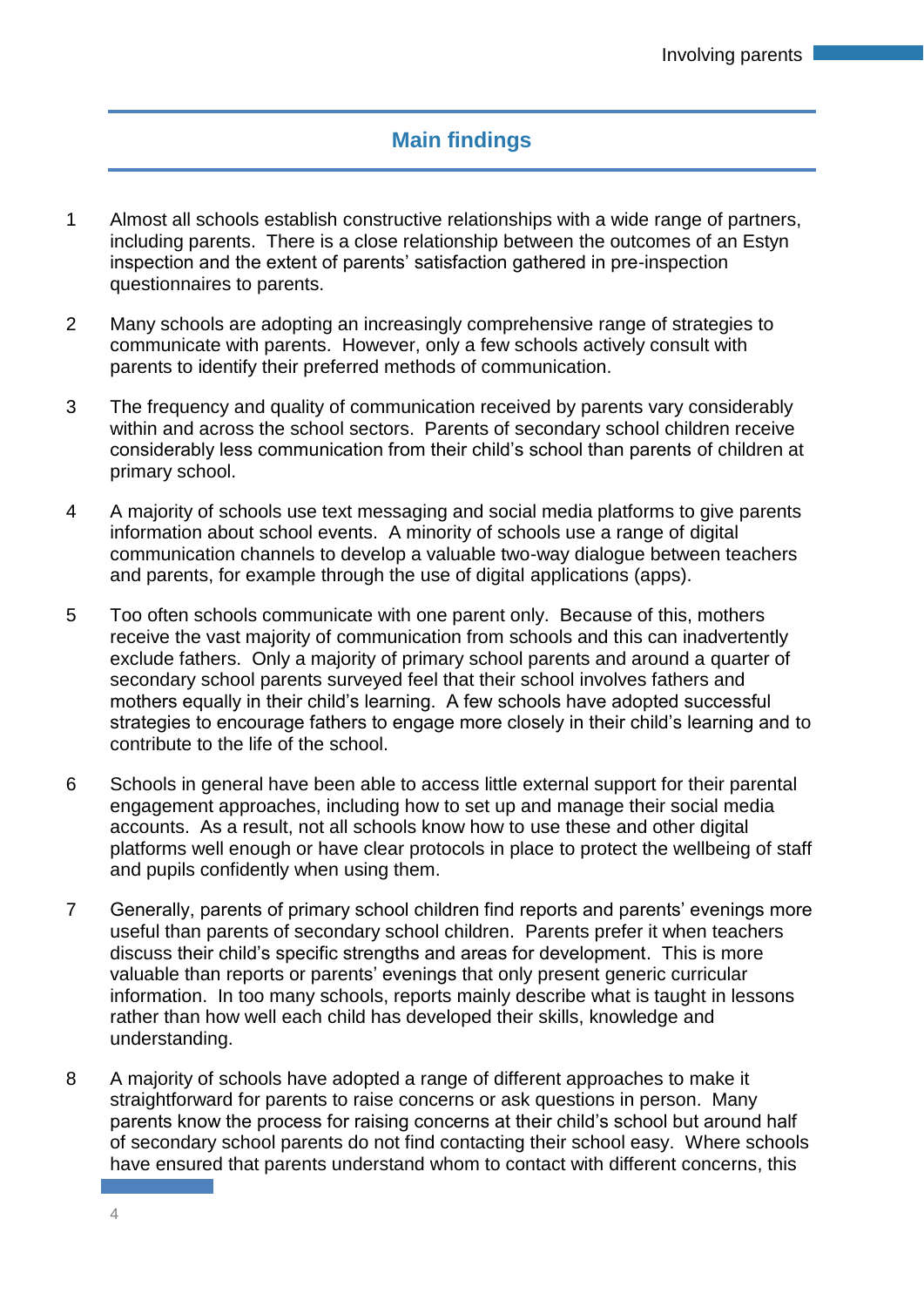## Main findings

1. Almost all schools establish constructive relationships with a wide range of partners, including parents. There is a close relationship between the outcomes of an Estyn inspection and the extent of parents' satisfaction gathered in pre-inspection questionnaires to parents.

2. Many schools are adopting an increasingly comprehensive range of strategies to communicate with parents. However, only a few schools actively consult with parents to identify their preferred methods of communication.

3. The frequency and quality of communication received by parents vary considerably within and across the school sectors. Parents of secondary school children receive considerably less communication from their child's school than parents of children at primary school.

4. A majority of schools use text messaging and social media platforms to give parents information about school events. A minority of schools use a range of digital communication channels to develop a valuable two-way dialogue between teachers and parents, for example through the use of digital applications (apps).

5. Too often schools communicate with one parent only. Because of this, mothers receive the vast majority of communication from schools and this can inadvertently exclude fathers. Only a majority of primary school parents and around a quarter of secondary school parents surveyed feel that their school involves fathers and mothers equally in their child's learning. A few schools have adopted successful strategies to encourage fathers to engage more closely in their child's learning and to contribute to the life of the school.

6. Schools in general have been able to access little external support for their parental engagement approaches, including how to set up and manage their social media accounts. As a result, not all schools know how to use these and other digital platforms well enough or have clear protocols in place to protect the wellbeing of staff and pupils confidently when using them.

7. Generally, parents of primary school children find reports and parents' evenings more useful than parents of secondary school children. Parents prefer it when teachers discuss their child's specific strengths and areas for development. This is more valuable than reports or parents' evenings that only present generic curricular information. In too many schools, reports mainly describe what is taught in lessons rather than how well each child has developed their skills, knowledge and understanding.

8. A majority of schools have adopted a range of different approaches to make it straightforward for parents to raise concerns or ask questions in person. Many parents know the process for raising concerns at their child's school but around half of secondary school parents do not find contacting their school easy. Where schools have ensured that parents understand whom to contact with different concerns, this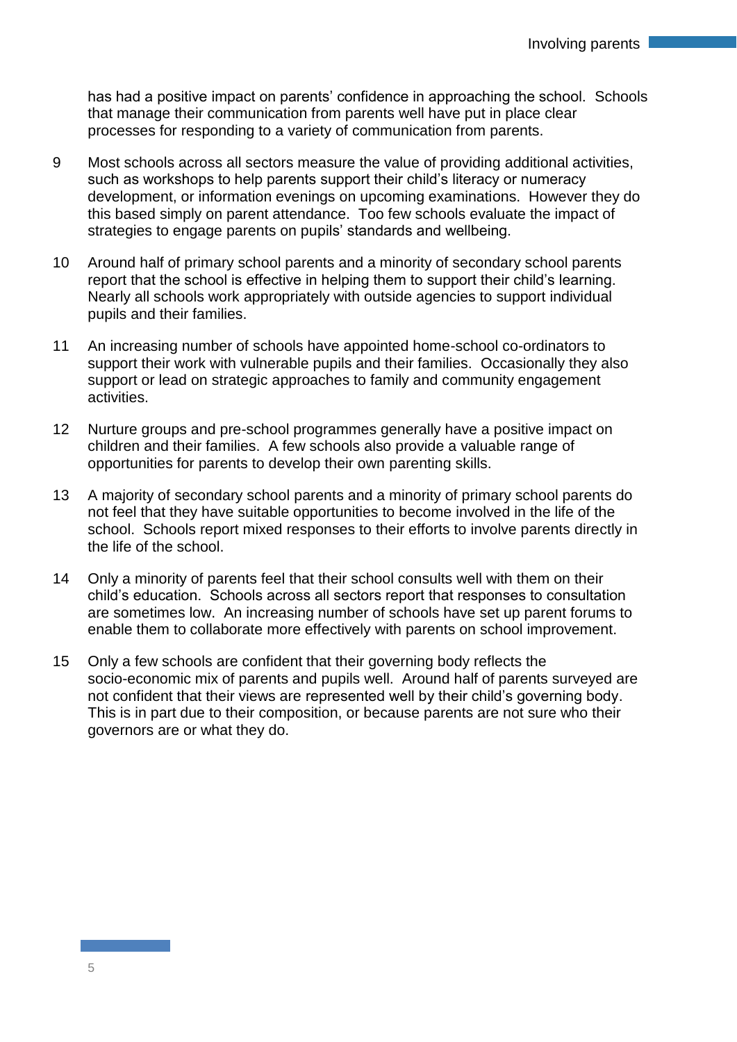has had a positive impact on parents' confidence in approaching the school. Schools that manage their communication from parents well have put in place clear processes for responding to a variety of communication from parents.

9 Most schools across all sectors measure the value of providing additional activities, such as workshops to help parents support their child's literacy or numeracy development, or information evenings on upcoming examinations. However they do this based simply on parent attendance. Too few schools evaluate the impact of strategies to engage parents on pupils' standards and wellbeing.

10 Around half of primary school parents and a minority of secondary school parents report that the school is effective in helping them to support their child's learning. Nearly all schools work appropriately with outside agencies to support individual pupils and their families.

11 An increasing number of schools have appointed home-school co-ordinators to support their work with vulnerable pupils and their families. Occasionally they also support or lead on strategic approaches to family and community engagement activities.

12 Nurture groups and pre-school programmes generally have a positive impact on children and their families. A few schools also provide a valuable range of opportunities for parents to develop their own parenting skills.

13 A majority of secondary school parents and a minority of primary school parents do not feel that they have suitable opportunities to become involved in the life of the school. Schools report mixed responses to their efforts to involve parents directly in the life of the school.

14 Only a minority of parents feel that their school consults well with them on their child's education. Schools across all sectors report that responses to consultation are sometimes low. An increasing number of schools have set up parent forums to enable them to collaborate more effectively with parents on school improvement.

15 Only a few schools are confident that their governing body reflects the socio-economic mix of parents and pupils well. Around half of parents surveyed are not confident that their views are represented well by their child's governing body. This is in part due to their composition, or because parents are not sure who their governors are or what they do.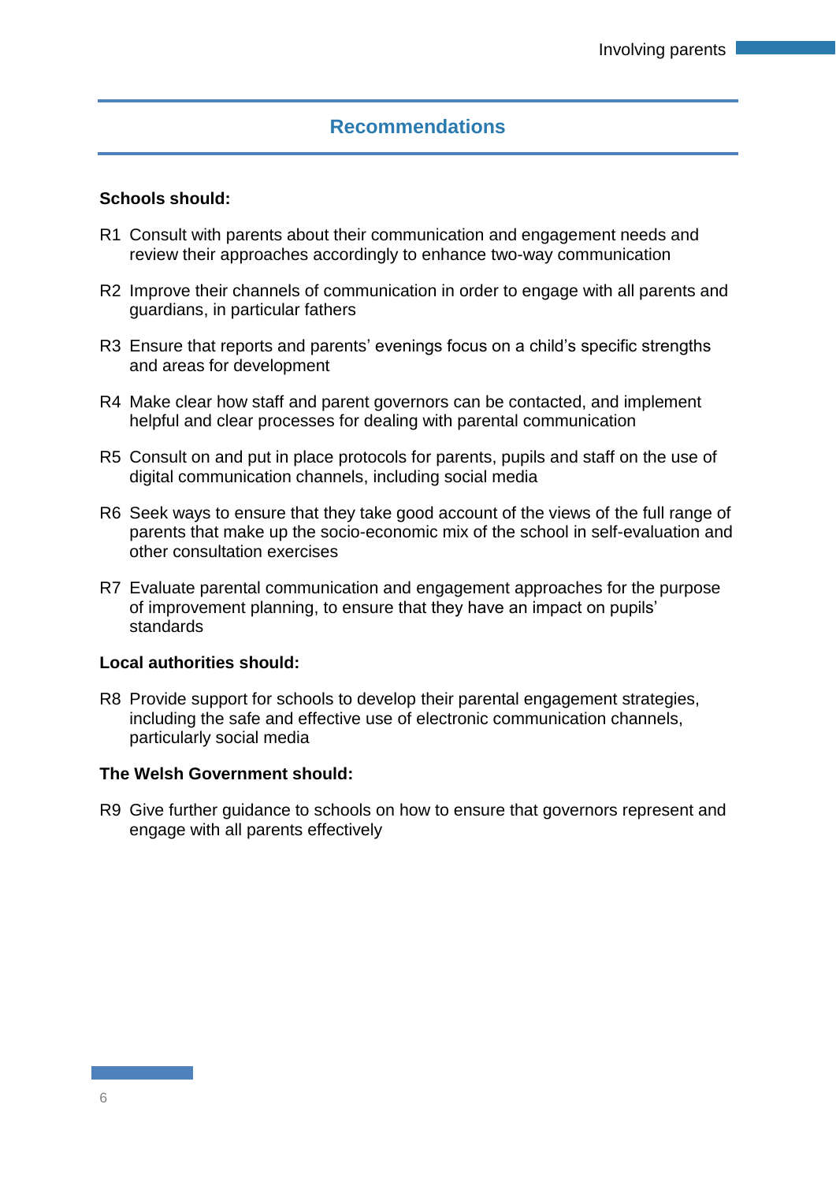## Recommendations

**Schools should:**

R1 Consult with parents about their communication and engagement needs and review their approaches accordingly to enhance two-way communication

R2 Improve their channels of communication in order to engage with all parents and guardians, in particular fathers

R3 Ensure that reports and parents' evenings focus on a child's specific strengths and areas for development

R4 Make clear how staff and parent governors can be contacted, and implement helpful and clear processes for dealing with parental communication

R5 Consult on and put in place protocols for parents, pupils and staff on the use of digital communication channels, including social media

R6 Seek ways to ensure that they take good account of the views of the full range of parents that make up the socio-economic mix of the school in self-evaluation and other consultation exercises

R7 Evaluate parental communication and engagement approaches for the purpose of improvement planning, to ensure that they have an impact on pupils' standards

**Local authorities should:**

R8 Provide support for schools to develop their parental engagement strategies, including the safe and effective use of electronic communication channels, particularly social media

**The Welsh Government should:**

R9 Give further guidance to schools on how to ensure that governors represent and engage with all parents effectively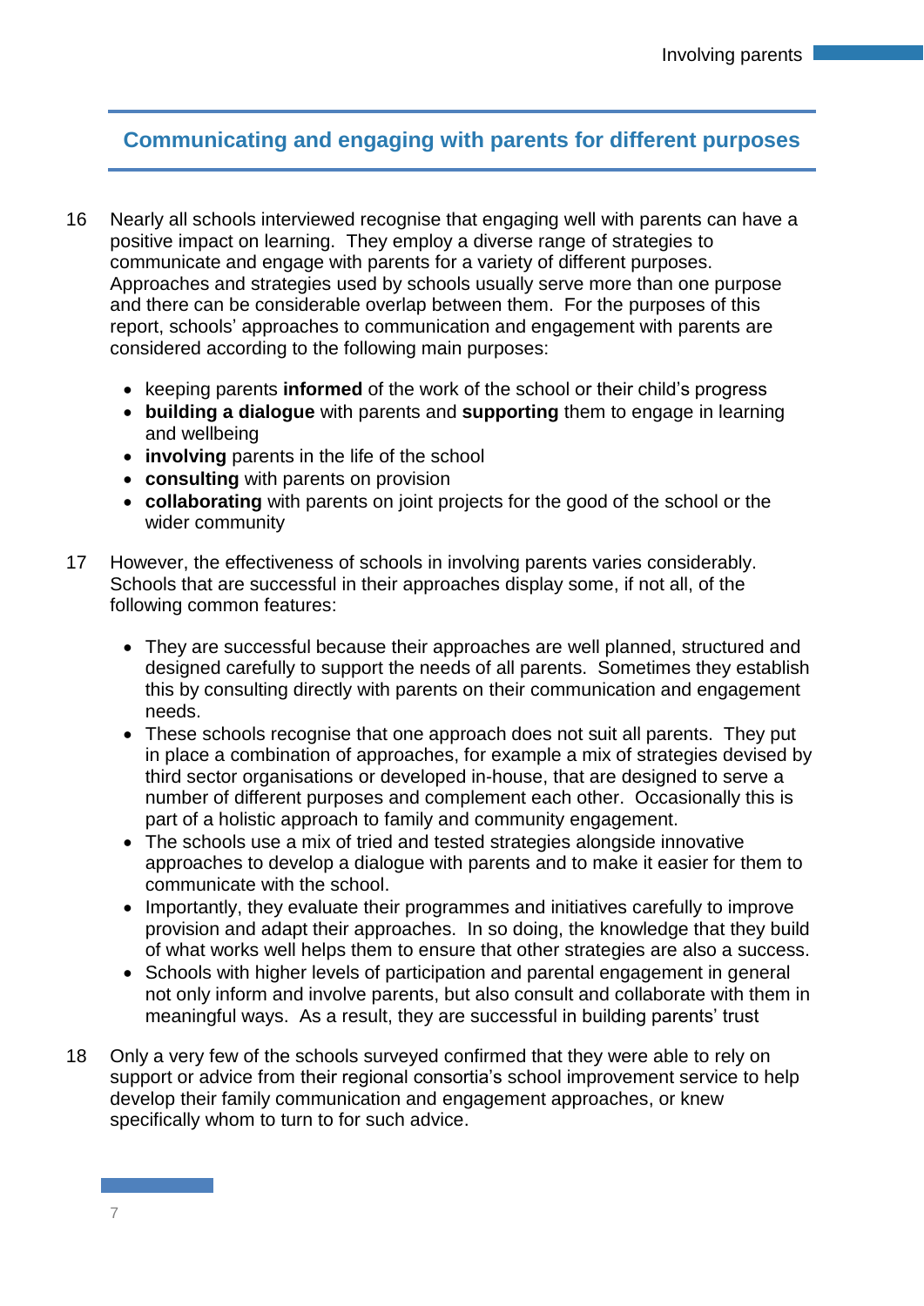## Communicating and engaging with parents for different purposes

16 Nearly all schools interviewed recognise that engaging well with parents can have a positive impact on learning. They employ a diverse range of strategies to communicate and engage with parents for a variety of different purposes. Approaches and strategies used by schools usually serve more than one purpose and there can be considerable overlap between them. For the purposes of this report, schools' approaches to communication and engagement with parents are considered according to the following main purposes:

- keeping parents **informed** of the work of the school or their child's progress
- **building a dialogue** with parents and **supporting** them to engage in learning and wellbeing
- **involving** parents in the life of the school
- **consulting** with parents on provision
- **collaborating** with parents on joint projects for the good of the school or the wider community

17 However, the effectiveness of schools in involving parents varies considerably. Schools that are successful in their approaches display some, if not all, of the following common features:

- They are successful because their approaches are well planned, structured and designed carefully to support the needs of all parents. Sometimes they establish this by consulting directly with parents on their communication and engagement needs.
- These schools recognise that one approach does not suit all parents. They put in place a combination of approaches, for example a mix of strategies devised by third sector organisations or developed in-house, that are designed to serve a number of different purposes and complement each other. Occasionally this is part of a holistic approach to family and community engagement.
- The schools use a mix of tried and tested strategies alongside innovative approaches to develop a dialogue with parents and to make it easier for them to communicate with the school.
- Importantly, they evaluate their programmes and initiatives carefully to improve provision and adapt their approaches. In so doing, the knowledge that they build of what works well helps them to ensure that other strategies are also a success.
- Schools with higher levels of participation and parental engagement in general not only inform and involve parents, but also consult and collaborate with them in meaningful ways. As a result, they are successful in building parents' trust

18 Only a very few of the schools surveyed confirmed that they were able to rely on support or advice from their regional consortia's school improvement service to help develop their family communication and engagement approaches, or knew specifically whom to turn to for such advice.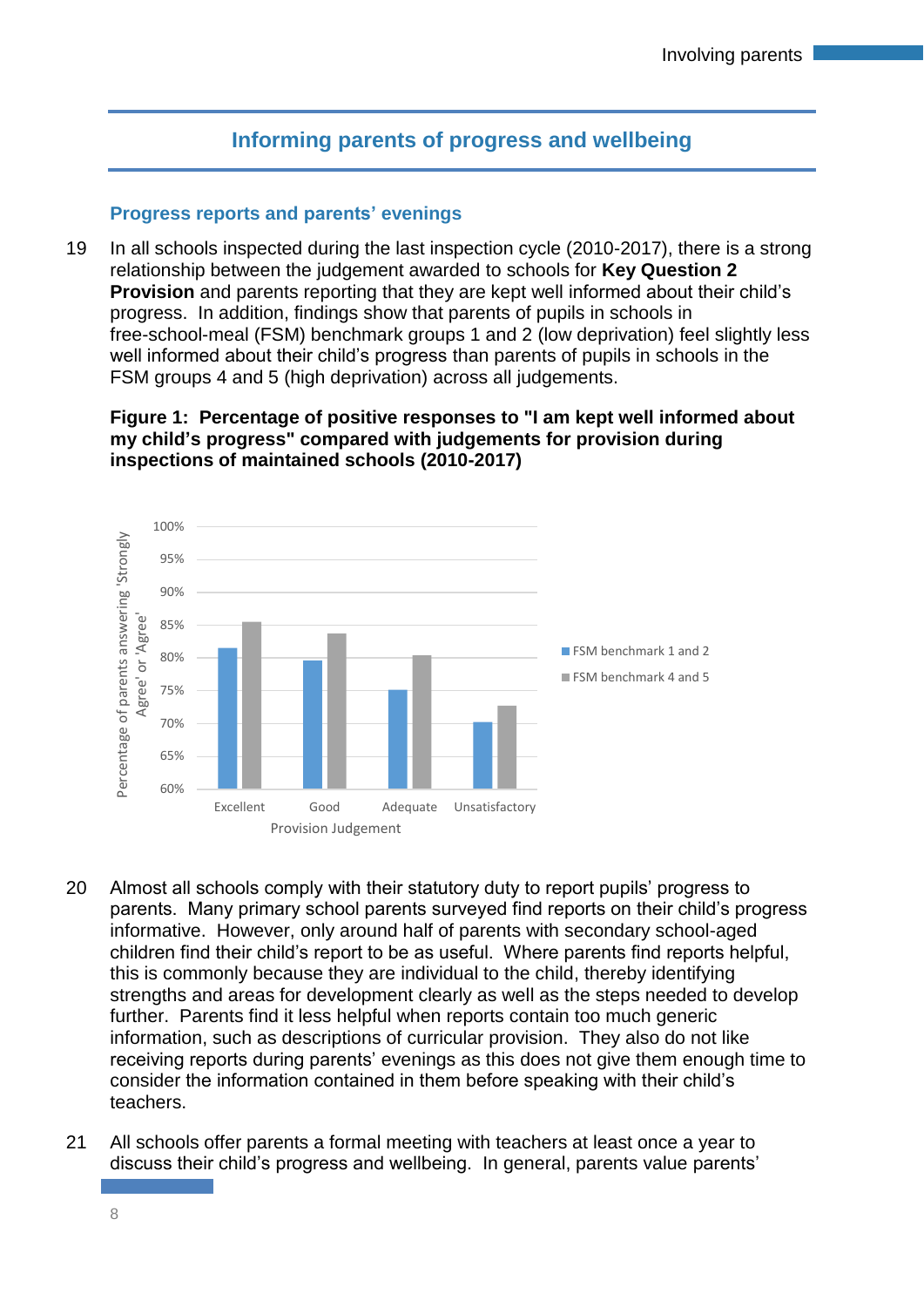## Informing parents of progress and wellbeing

### Progress reports and parents' evenings

19 In all schools inspected during the last inspection cycle (2010-2017), there is a strong relationship between the judgement awarded to schools for **Key Question 2 Provision** and parents reporting that they are kept well informed about their child's progress. In addition, findings show that parents of pupils in schools in free-school-meal (FSM) benchmark groups 1 and 2 (low deprivation) feel slightly less well informed about their child's progress than parents of pupils in schools in the FSM groups 4 and 5 (high deprivation) across all judgements.

**Figure 1: Percentage of positive responses to "I am kept well informed about my child's progress" compared with judgements for provision during inspections of maintained schools (2010-2017)**

20 Almost all schools comply with their statutory duty to report pupils' progress to parents. Many primary school parents surveyed find reports on their child's progress informative. However, only around half of parents with secondary school-aged children find their child's report to be as useful. Where parents find reports helpful, this is commonly because they are individual to the child, thereby identifying strengths and areas for development clearly as well as the steps needed to develop further. Parents find it less helpful when reports contain too much generic information, such as descriptions of curricular provision. They also do not like receiving reports during parents' evenings as this does not give them enough time to consider the information contained in them before speaking with their child's teachers.

21 All schools offer parents a formal meeting with teachers at least once a year to discuss their child's progress and wellbeing. In general, parents value parents'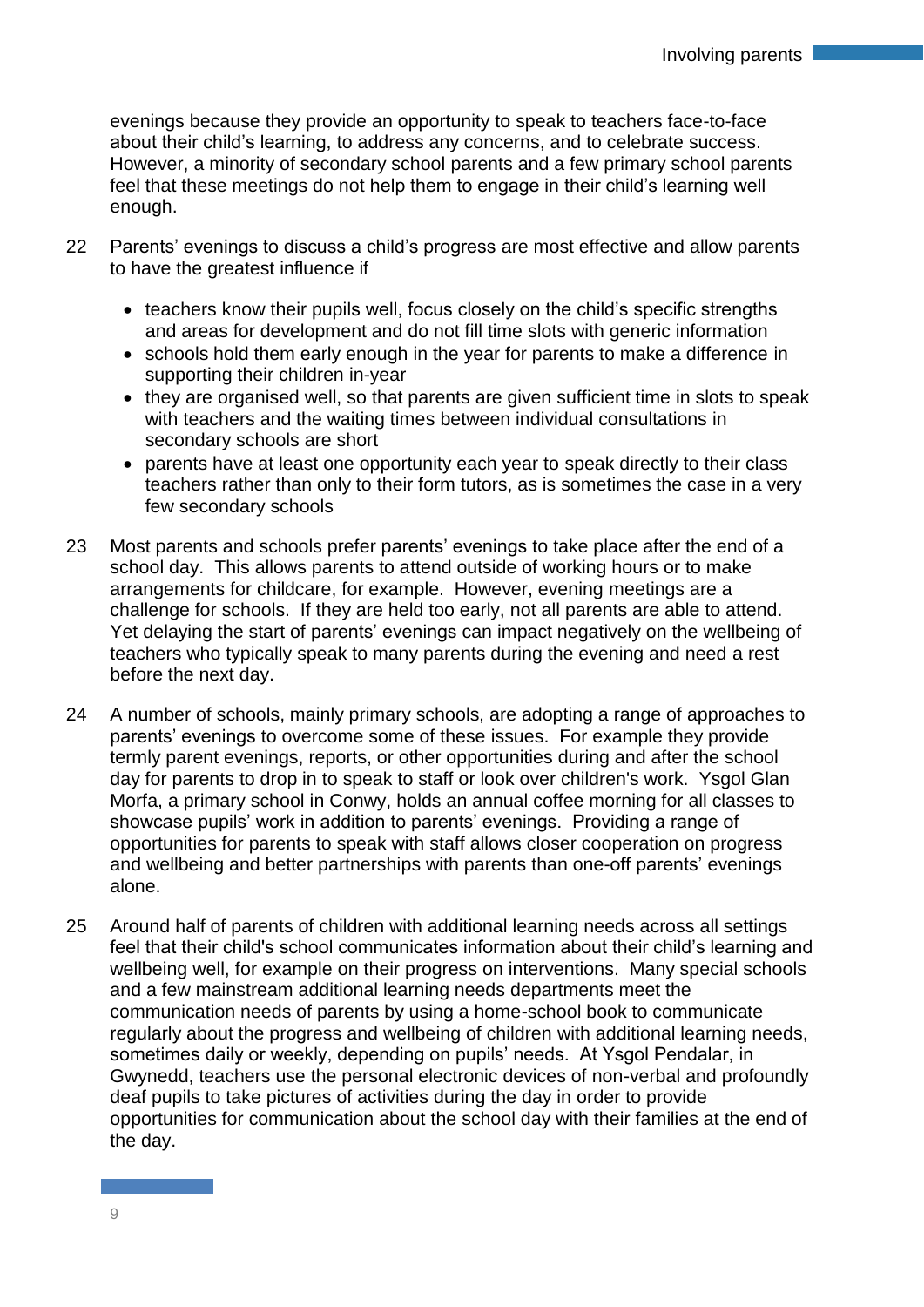evenings because they provide an opportunity to speak to teachers face-to-face about their child's learning, to address any concerns, and to celebrate success. However, a minority of secondary school parents and a few primary school parents feel that these meetings do not help them to engage in their child's learning well enough.

22 Parents' evenings to discuss a child's progress are most effective and allow parents to have the greatest influence if

- teachers know their pupils well, focus closely on the child's specific strengths and areas for development and do not fill time slots with generic information
- schools hold them early enough in the year for parents to make a difference in supporting their children in-year
- they are organised well, so that parents are given sufficient time in slots to speak with teachers and the waiting times between individual consultations in secondary schools are short
- parents have at least one opportunity each year to speak directly to their class teachers rather than only to their form tutors, as is sometimes the case in a very few secondary schools

23 Most parents and schools prefer parents' evenings to take place after the end of a school day. This allows parents to attend outside of working hours or to make arrangements for childcare, for example. However, evening meetings are a challenge for schools. If they are held too early, not all parents are able to attend. Yet delaying the start of parents' evenings can impact negatively on the wellbeing of teachers who typically speak to many parents during the evening and need a rest before the next day.

24 A number of schools, mainly primary schools, are adopting a range of approaches to parents' evenings to overcome some of these issues. For example they provide termly parent evenings, reports, or other opportunities during and after the school day for parents to drop in to speak to staff or look over children's work. Ysgol Glan Morfa, a primary school in Conwy, holds an annual coffee morning for all classes to showcase pupils' work in addition to parents' evenings. Providing a range of opportunities for parents to speak with staff allows closer cooperation on progress and wellbeing and better partnerships with parents than one-off parents' evenings alone.

25 Around half of parents of children with additional learning needs across all settings feel that their child's school communicates information about their child's learning and wellbeing well, for example on their progress on interventions. Many special schools and a few mainstream additional learning needs departments meet the communication needs of parents by using a home-school book to communicate regularly about the progress and wellbeing of children with additional learning needs, sometimes daily or weekly, depending on pupils' needs. At Ysgol Pendalar, in Gwynedd, teachers use the personal electronic devices of non-verbal and profoundly deaf pupils to take pictures of activities during the day in order to provide opportunities for communication about the school day with their families at the end of the day.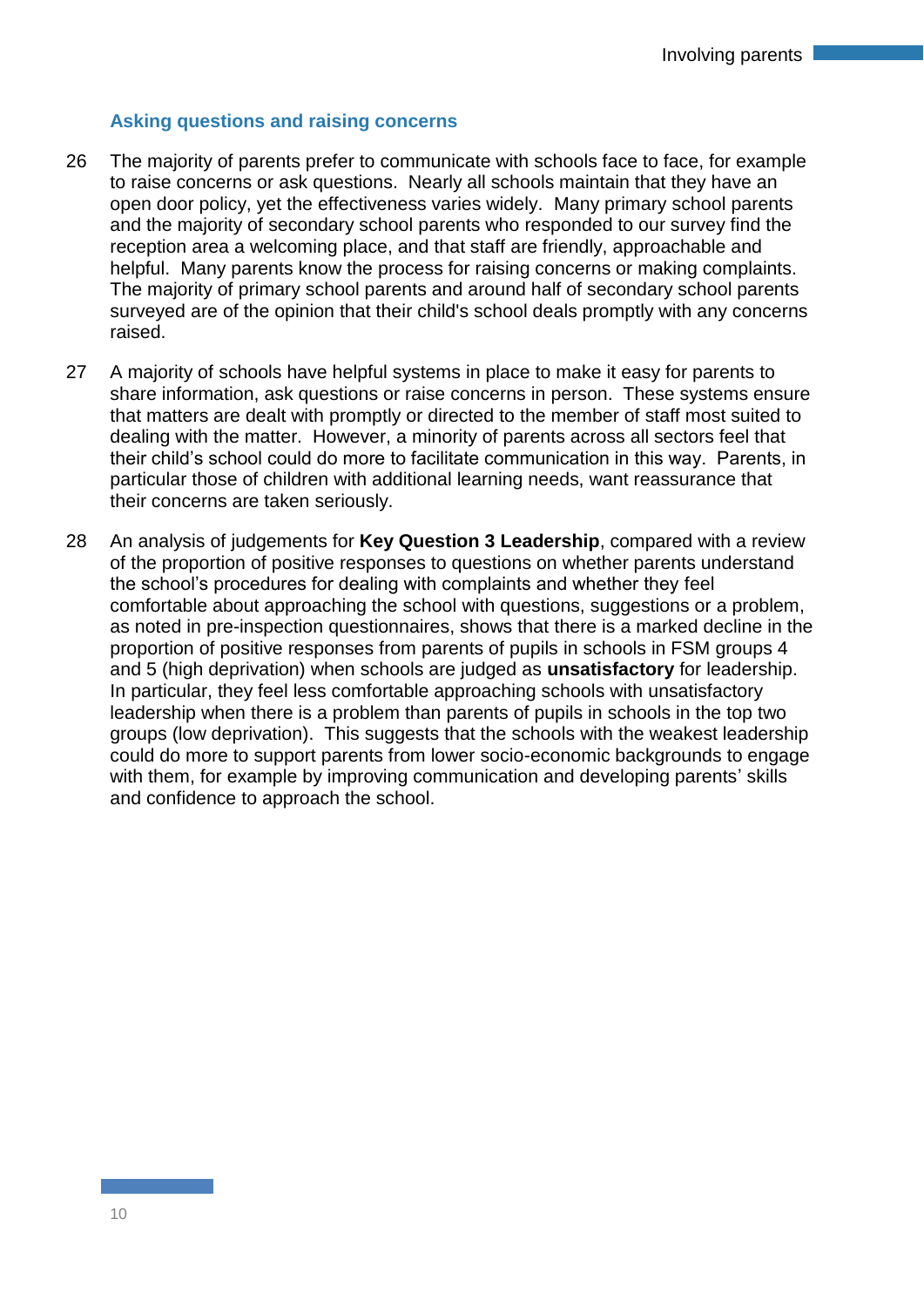### Asking questions and raising concerns

26 The majority of parents prefer to communicate with schools face to face, for example to raise concerns or ask questions. Nearly all schools maintain that they have an open door policy, yet the effectiveness varies widely. Many primary school parents and the majority of secondary school parents who responded to our survey find the reception area a welcoming place, and that staff are friendly, approachable and helpful. Many parents know the process for raising concerns or making complaints. The majority of primary school parents and around half of secondary school parents surveyed are of the opinion that their child's school deals promptly with any concerns raised.

27 A majority of schools have helpful systems in place to make it easy for parents to share information, ask questions or raise concerns in person. These systems ensure that matters are dealt with promptly or directed to the member of staff most suited to dealing with the matter. However, a minority of parents across all sectors feel that their child's school could do more to facilitate communication in this way. Parents, in particular those of children with additional learning needs, want reassurance that their concerns are taken seriously.

28 An analysis of judgements for **Key Question 3 Leadership**, compared with a review of the proportion of positive responses to questions on whether parents understand the school's procedures for dealing with complaints and whether they feel comfortable about approaching the school with questions, suggestions or a problem, as noted in pre-inspection questionnaires, shows that there is a marked decline in the proportion of positive responses from parents of pupils in schools in FSM groups 4 and 5 (high deprivation) when schools are judged as **unsatisfactory** for leadership. In particular, they feel less comfortable approaching schools with unsatisfactory leadership when there is a problem than parents of pupils in schools in the top two groups (low deprivation). This suggests that the schools with the weakest leadership could do more to support parents from lower socio-economic backgrounds to engage with them, for example by improving communication and developing parents' skills and confidence to approach the school.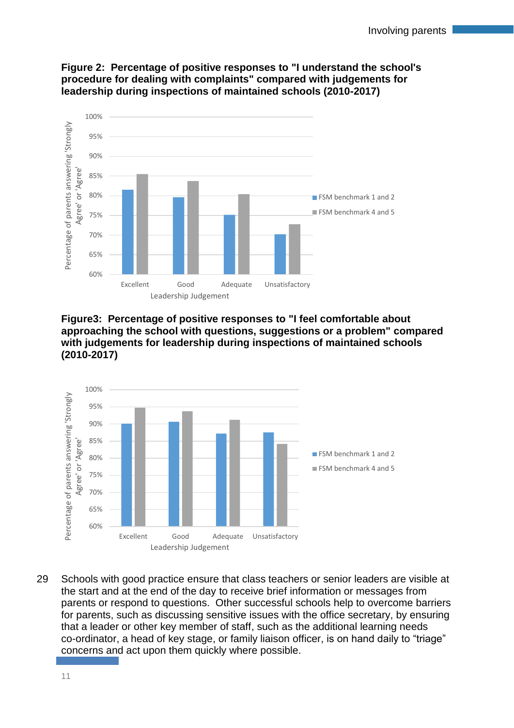**Figure 2: Percentage of positive responses to "I understand the school's procedure for dealing with complaints" compared with judgements for leadership during inspections of maintained schools (2010-2017)**

**Figure3: Percentage of positive responses to "I feel comfortable about approaching the school with questions, suggestions or a problem" compared with judgements for leadership during inspections of maintained schools (2010-2017)**

29 Schools with good practice ensure that class teachers or senior leaders are visible at the start and at the end of the day to receive brief information or messages from parents or respond to questions. Other successful schools help to overcome barriers for parents, such as discussing sensitive issues with the office secretary, by ensuring that a leader or other key member of staff, such as the additional learning needs co-ordinator, a head of key stage, or family liaison officer, is on hand daily to "triage" concerns and act upon them quickly where possible.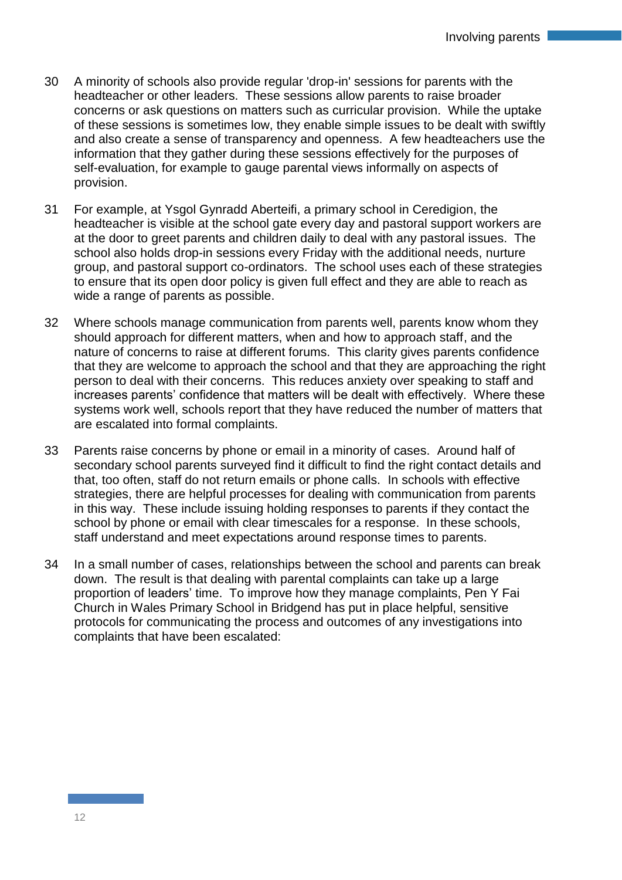30 A minority of schools also provide regular 'drop-in' sessions for parents with the headteacher or other leaders. These sessions allow parents to raise broader concerns or ask questions on matters such as curricular provision. While the uptake of these sessions is sometimes low, they enable simple issues to be dealt with swiftly and also create a sense of transparency and openness. A few headteachers use the information that they gather during these sessions effectively for the purposes of self-evaluation, for example to gauge parental views informally on aspects of provision.

31 For example, at Ysgol Gynradd Aberteifi, a primary school in Ceredigion, the headteacher is visible at the school gate every day and pastoral support workers are at the door to greet parents and children daily to deal with any pastoral issues. The school also holds drop-in sessions every Friday with the additional needs, nurture group, and pastoral support co-ordinators. The school uses each of these strategies to ensure that its open door policy is given full effect and they are able to reach as wide a range of parents as possible.

32 Where schools manage communication from parents well, parents know whom they should approach for different matters, when and how to approach staff, and the nature of concerns to raise at different forums. This clarity gives parents confidence that they are welcome to approach the school and that they are approaching the right person to deal with their concerns. This reduces anxiety over speaking to staff and increases parents' confidence that matters will be dealt with effectively. Where these systems work well, schools report that they have reduced the number of matters that are escalated into formal complaints.

33 Parents raise concerns by phone or email in a minority of cases. Around half of secondary school parents surveyed find it difficult to find the right contact details and that, too often, staff do not return emails or phone calls. In schools with effective strategies, there are helpful processes for dealing with communication from parents in this way. These include issuing holding responses to parents if they contact the school by phone or email with clear timescales for a response. In these schools, staff understand and meet expectations around response times to parents.

34 In a small number of cases, relationships between the school and parents can break down. The result is that dealing with parental complaints can take up a large proportion of leaders' time. To improve how they manage complaints, Pen Y Fai Church in Wales Primary School in Bridgend has put in place helpful, sensitive protocols for communicating the process and outcomes of any investigations into complaints that have been escalated: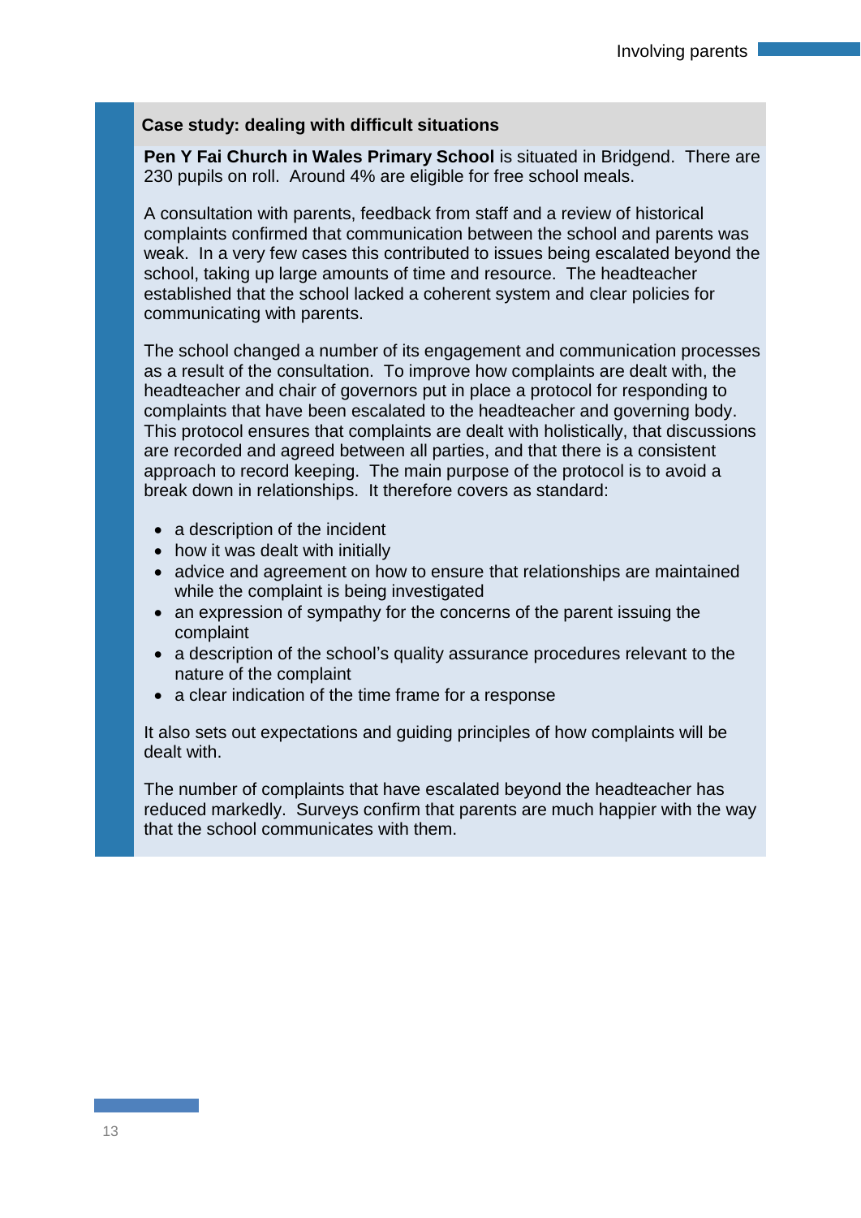### Case study: dealing with difficult situations

**Pen Y Fai Church in Wales Primary School** is situated in Bridgend. There are 230 pupils on roll. Around 4% are eligible for free school meals.

A consultation with parents, feedback from staff and a review of historical complaints confirmed that communication between the school and parents was weak. In a very few cases this contributed to issues being escalated beyond the school, taking up large amounts of time and resource. The headteacher established that the school lacked a coherent system and clear policies for communicating with parents.

The school changed a number of its engagement and communication processes as a result of the consultation. To improve how complaints are dealt with, the headteacher and chair of governors put in place a protocol for responding to complaints that have been escalated to the headteacher and governing body. This protocol ensures that complaints are dealt with holistically, that discussions are recorded and agreed between all parties, and that there is a consistent approach to record keeping. The main purpose of the protocol is to avoid a break down in relationships. It therefore covers as standard:

- a description of the incident
- how it was dealt with initially
- advice and agreement on how to ensure that relationships are maintained while the complaint is being investigated
- an expression of sympathy for the concerns of the parent issuing the complaint
- a description of the school's quality assurance procedures relevant to the nature of the complaint
- a clear indication of the time frame for a response

It also sets out expectations and guiding principles of how complaints will be dealt with.

The number of complaints that have escalated beyond the headteacher has reduced markedly. Surveys confirm that parents are much happier with the way that the school communicates with them.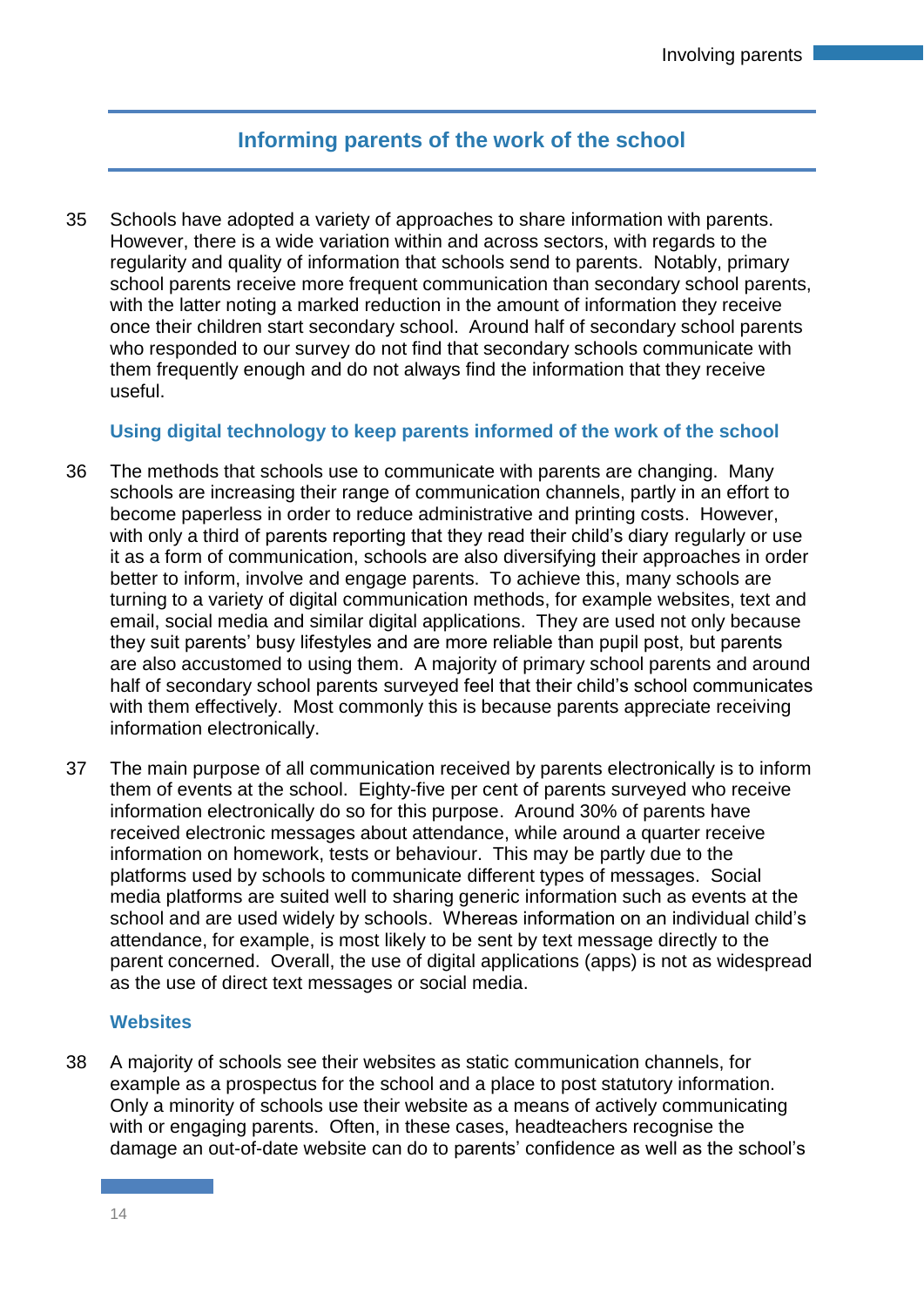## Informing parents of the work of the school

35 Schools have adopted a variety of approaches to share information with parents. However, there is a wide variation within and across sectors, with regards to the regularity and quality of information that schools send to parents. Notably, primary school parents receive more frequent communication than secondary school parents, with the latter noting a marked reduction in the amount of information they receive once their children start secondary school. Around half of secondary school parents who responded to our survey do not find that secondary schools communicate with them frequently enough and do not always find the information that they receive useful.

### Using digital technology to keep parents informed of the work of the school

36 The methods that schools use to communicate with parents are changing. Many schools are increasing their range of communication channels, partly in an effort to become paperless in order to reduce administrative and printing costs. However, with only a third of parents reporting that they read their child's diary regularly or use it as a form of communication, schools are also diversifying their approaches in order better to inform, involve and engage parents. To achieve this, many schools are turning to a variety of digital communication methods, for example websites, text and email, social media and similar digital applications. They are used not only because they suit parents' busy lifestyles and are more reliable than pupil post, but parents are also accustomed to using them. A majority of primary school parents and around half of secondary school parents surveyed feel that their child's school communicates with them effectively. Most commonly this is because parents appreciate receiving information electronically.

37 The main purpose of all communication received by parents electronically is to inform them of events at the school. Eighty-five per cent of parents surveyed who receive information electronically do so for this purpose. Around 30% of parents have received electronic messages about attendance, while around a quarter receive information on homework, tests or behaviour. This may be partly due to the platforms used by schools to communicate different types of messages. Social media platforms are suited well to sharing generic information such as events at the school and are used widely by schools. Whereas information on an individual child's attendance, for example, is most likely to be sent by text message directly to the parent concerned. Overall, the use of digital applications (apps) is not as widespread as the use of direct text messages or social media.

### Websites

38 A majority of schools see their websites as static communication channels, for example as a prospectus for the school and a place to post statutory information. Only a minority of schools use their website as a means of actively communicating with or engaging parents. Often, in these cases, headteachers recognise the damage an out-of-date website can do to parents' confidence as well as the school's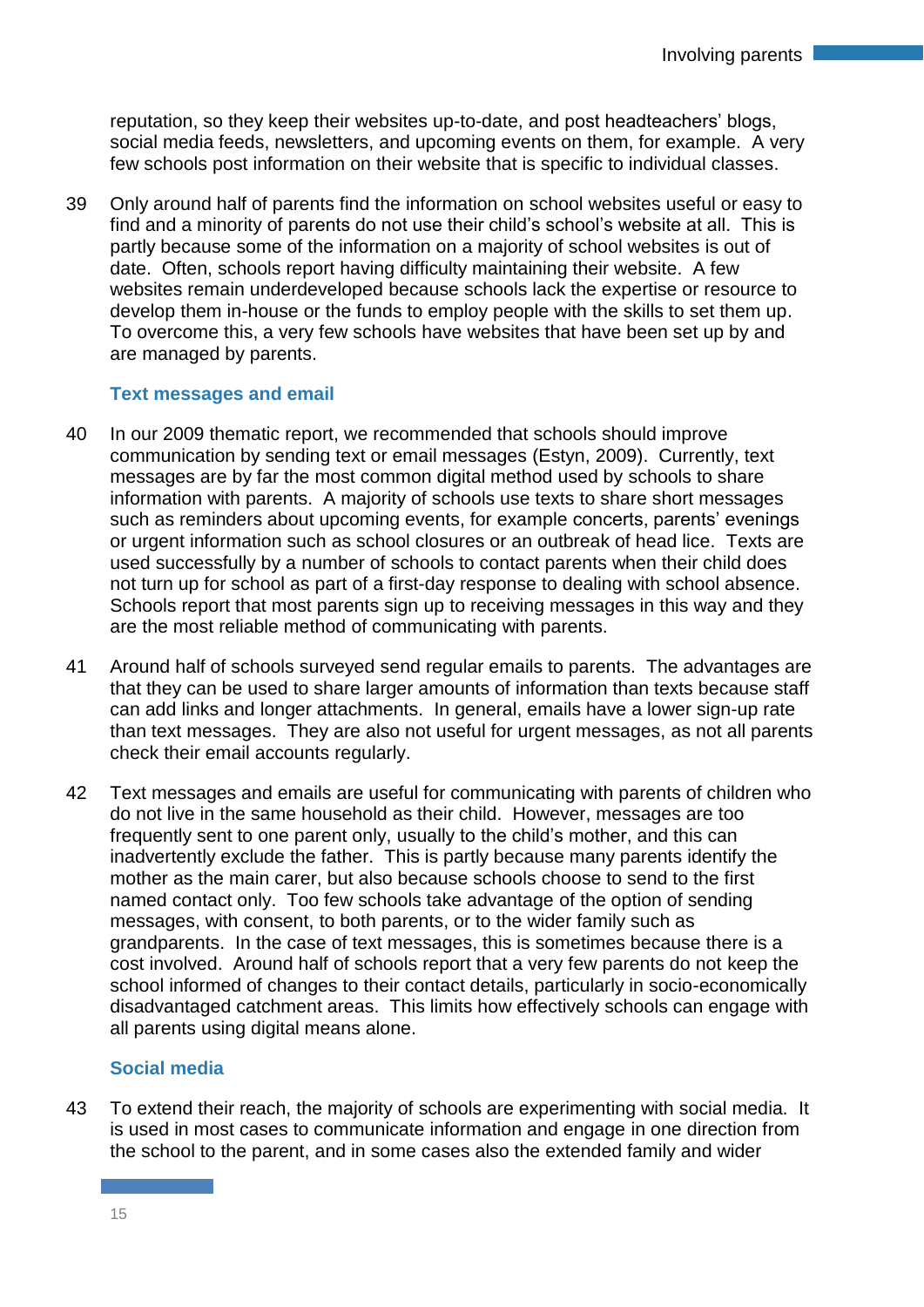reputation, so they keep their websites up-to-date, and post headteachers' blogs, social media feeds, newsletters, and upcoming events on them, for example. A very few schools post information on their website that is specific to individual classes.

39 Only around half of parents find the information on school websites useful or easy to find and a minority of parents do not use their child's school's website at all. This is partly because some of the information on a majority of school websites is out of date. Often, schools report having difficulty maintaining their website. A few websites remain underdeveloped because schools lack the expertise or resource to develop them in-house or the funds to employ people with the skills to set them up. To overcome this, a very few schools have websites that have been set up by and are managed by parents.

### Text messages and email

40 In our 2009 thematic report, we recommended that schools should improve communication by sending text or email messages (Estyn, 2009). Currently, text messages are by far the most common digital method used by schools to share information with parents. A majority of schools use texts to share short messages such as reminders about upcoming events, for example concerts, parents' evenings or urgent information such as school closures or an outbreak of head lice. Texts are used successfully by a number of schools to contact parents when their child does not turn up for school as part of a first-day response to dealing with school absence. Schools report that most parents sign up to receiving messages in this way and they are the most reliable method of communicating with parents.

41 Around half of schools surveyed send regular emails to parents. The advantages are that they can be used to share larger amounts of information than texts because staff can add links and longer attachments. In general, emails have a lower sign-up rate than text messages. They are also not useful for urgent messages, as not all parents check their email accounts regularly.

42 Text messages and emails are useful for communicating with parents of children who do not live in the same household as their child. However, messages are too frequently sent to one parent only, usually to the child's mother, and this can inadvertently exclude the father. This is partly because many parents identify the mother as the main carer, but also because schools choose to send to the first named contact only. Too few schools take advantage of the option of sending messages, with consent, to both parents, or to the wider family such as grandparents. In the case of text messages, this is sometimes because there is a cost involved. Around half of schools report that a very few parents do not keep the school informed of changes to their contact details, particularly in socio-economically disadvantaged catchment areas. This limits how effectively schools can engage with all parents using digital means alone.

### Social media

43 To extend their reach, the majority of schools are experimenting with social media. It is used in most cases to communicate information and engage in one direction from the school to the parent, and in some cases also the extended family and wider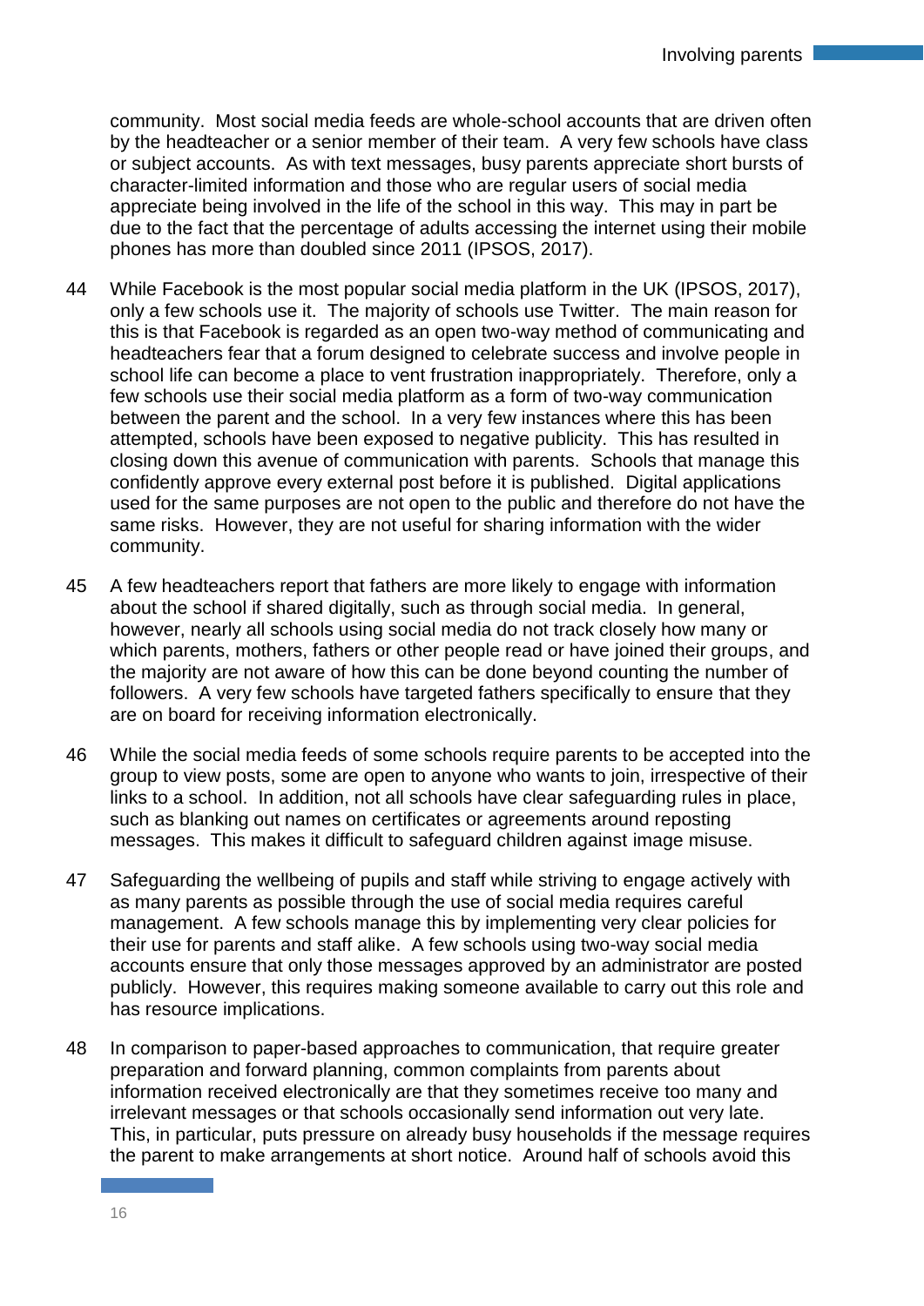community. Most social media feeds are whole-school accounts that are driven often by the headteacher or a senior member of their team. A very few schools have class or subject accounts. As with text messages, busy parents appreciate short bursts of character-limited information and those who are regular users of social media appreciate being involved in the life of the school in this way. This may in part be due to the fact that the percentage of adults accessing the internet using their mobile phones has more than doubled since 2011 (IPSOS, 2017).

44 While Facebook is the most popular social media platform in the UK (IPSOS, 2017), only a few schools use it. The majority of schools use Twitter. The main reason for this is that Facebook is regarded as an open two-way method of communicating and headteachers fear that a forum designed to celebrate success and involve people in school life can become a place to vent frustration inappropriately. Therefore, only a few schools use their social media platform as a form of two-way communication between the parent and the school. In a very few instances where this has been attempted, schools have been exposed to negative publicity. This has resulted in closing down this avenue of communication with parents. Schools that manage this confidently approve every external post before it is published. Digital applications used for the same purposes are not open to the public and therefore do not have the same risks. However, they are not useful for sharing information with the wider community.

45 A few headteachers report that fathers are more likely to engage with information about the school if shared digitally, such as through social media. In general, however, nearly all schools using social media do not track closely how many or which parents, mothers, fathers or other people read or have joined their groups, and the majority are not aware of how this can be done beyond counting the number of followers. A very few schools have targeted fathers specifically to ensure that they are on board for receiving information electronically.

46 While the social media feeds of some schools require parents to be accepted into the group to view posts, some are open to anyone who wants to join, irrespective of their links to a school. In addition, not all schools have clear safeguarding rules in place, such as blanking out names on certificates or agreements around reposting messages. This makes it difficult to safeguard children against image misuse.

47 Safeguarding the wellbeing of pupils and staff while striving to engage actively with as many parents as possible through the use of social media requires careful management. A few schools manage this by implementing very clear policies for their use for parents and staff alike. A few schools using two-way social media accounts ensure that only those messages approved by an administrator are posted publicly. However, this requires making someone available to carry out this role and has resource implications.

48 In comparison to paper-based approaches to communication, that require greater preparation and forward planning, common complaints from parents about information received electronically are that they sometimes receive too many and irrelevant messages or that schools occasionally send information out very late. This, in particular, puts pressure on already busy households if the message requires the parent to make arrangements at short notice. Around half of schools avoid this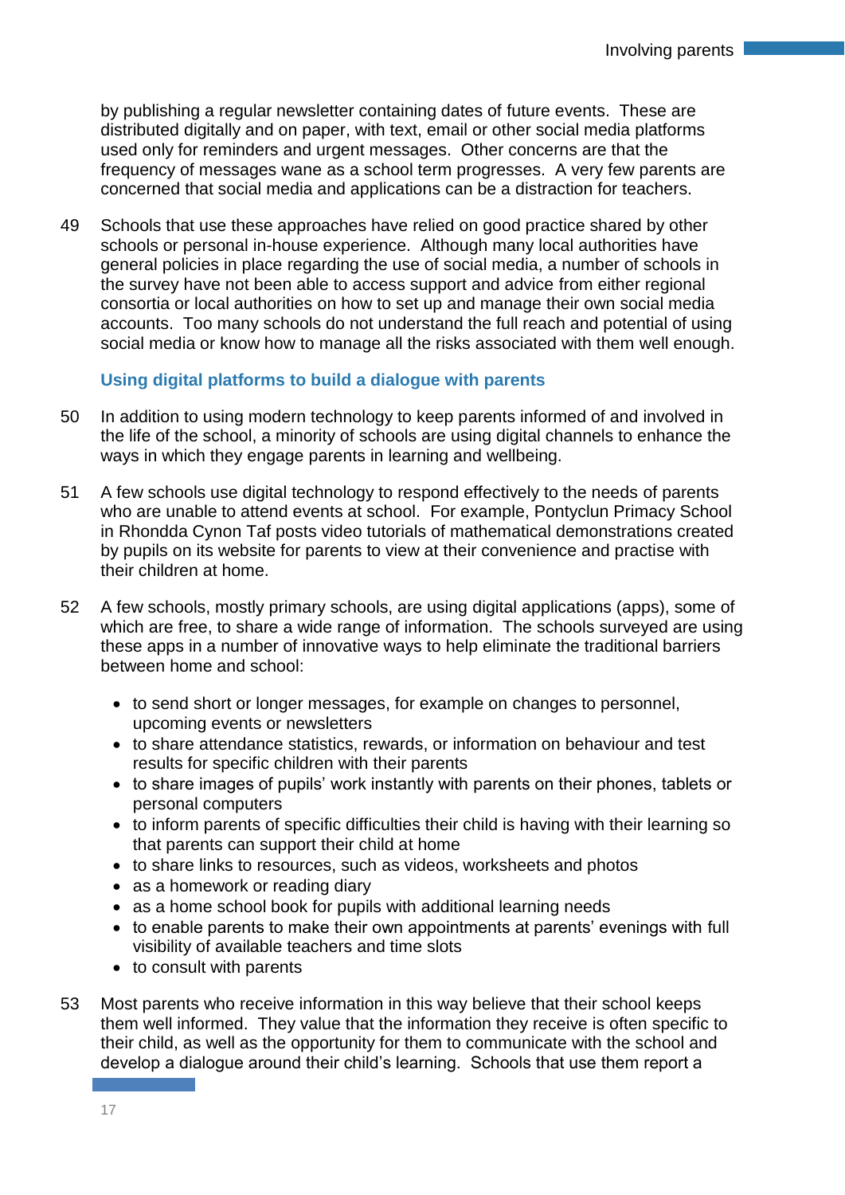by publishing a regular newsletter containing dates of future events. These are distributed digitally and on paper, with text, email or other social media platforms used only for reminders and urgent messages. Other concerns are that the frequency of messages wane as a school term progresses. A very few parents are concerned that social media and applications can be a distraction for teachers.

49 Schools that use these approaches have relied on good practice shared by other schools or personal in-house experience. Although many local authorities have general policies in place regarding the use of social media, a number of schools in the survey have not been able to access support and advice from either regional consortia or local authorities on how to set up and manage their own social media accounts. Too many schools do not understand the full reach and potential of using social media or know how to manage all the risks associated with them well enough.

### Using digital platforms to build a dialogue with parents

50 In addition to using modern technology to keep parents informed of and involved in the life of the school, a minority of schools are using digital channels to enhance the ways in which they engage parents in learning and wellbeing.

51 A few schools use digital technology to respond effectively to the needs of parents who are unable to attend events at school. For example, Pontyclun Primacy School in Rhondda Cynon Taf posts video tutorials of mathematical demonstrations created by pupils on its website for parents to view at their convenience and practise with their children at home.

52 A few schools, mostly primary schools, are using digital applications (apps), some of which are free, to share a wide range of information. The schools surveyed are using these apps in a number of innovative ways to help eliminate the traditional barriers between home and school:

- to send short or longer messages, for example on changes to personnel, upcoming events or newsletters
- to share attendance statistics, rewards, or information on behaviour and test results for specific children with their parents
- to share images of pupils' work instantly with parents on their phones, tablets or personal computers
- to inform parents of specific difficulties their child is having with their learning so that parents can support their child at home
- to share links to resources, such as videos, worksheets and photos
- as a homework or reading diary
- as a home school book for pupils with additional learning needs
- to enable parents to make their own appointments at parents' evenings with full visibility of available teachers and time slots
- to consult with parents

53 Most parents who receive information in this way believe that their school keeps them well informed. They value that the information they receive is often specific to their child, as well as the opportunity for them to communicate with the school and develop a dialogue around their child's learning. Schools that use them report a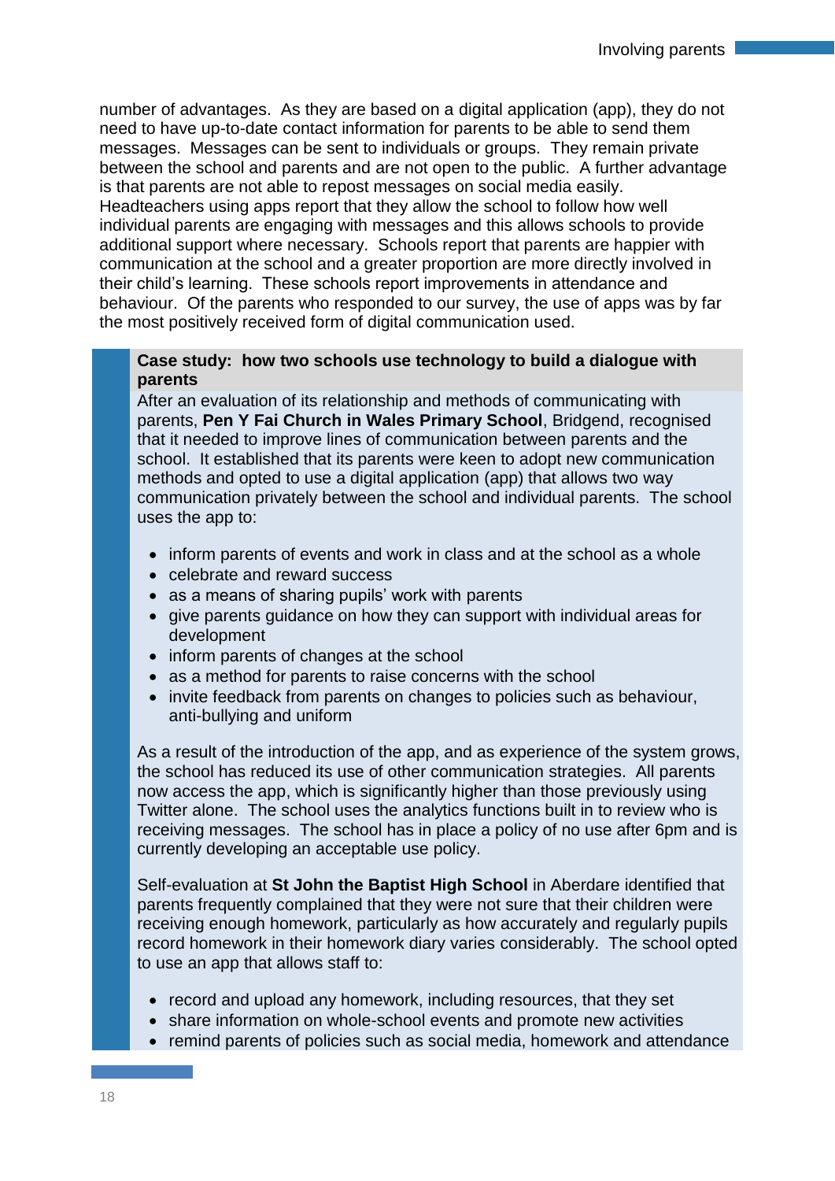number of advantages. As they are based on a digital application (app), they do not need to have up-to-date contact information for parents to be able to send them messages. Messages can be sent to individuals or groups. They remain private between the school and parents and are not open to the public. A further advantage is that parents are not able to repost messages on social media easily. Headteachers using apps report that they allow the school to follow how well individual parents are engaging with messages and this allows schools to provide additional support where necessary. Schools report that parents are happier with communication at the school and a greater proportion are more directly involved in their child's learning. These schools report improvements in attendance and behaviour. Of the parents who responded to our survey, the use of apps was by far the most positively received form of digital communication used.

**Case study: how two schools use technology to build a dialogue with parents**

After an evaluation of its relationship and methods of communicating with parents, **Pen Y Fai Church in Wales Primary School**, Bridgend, recognised that it needed to improve lines of communication between parents and the school. It established that its parents were keen to adopt new communication methods and opted to use a digital application (app) that allows two way communication privately between the school and individual parents. The school uses the app to:

- inform parents of events and work in class and at the school as a whole
- celebrate and reward success
- as a means of sharing pupils' work with parents
- give parents guidance on how they can support with individual areas for development
- inform parents of changes at the school
- as a method for parents to raise concerns with the school
- invite feedback from parents on changes to policies such as behaviour, anti-bullying and uniform

As a result of the introduction of the app, and as experience of the system grows, the school has reduced its use of other communication strategies. All parents now access the app, which is significantly higher than those previously using Twitter alone. The school uses the analytics functions built in to review who is receiving messages. The school has in place a policy of no use after 6pm and is currently developing an acceptable use policy.

Self-evaluation at **St John the Baptist High School** in Aberdare identified that parents frequently complained that they were not sure that their children were receiving enough homework, particularly as how accurately and regularly pupils record homework in their homework diary varies considerably. The school opted to use an app that allows staff to:

- record and upload any homework, including resources, that they set
- share information on whole-school events and promote new activities
- remind parents of policies such as social media, homework and attendance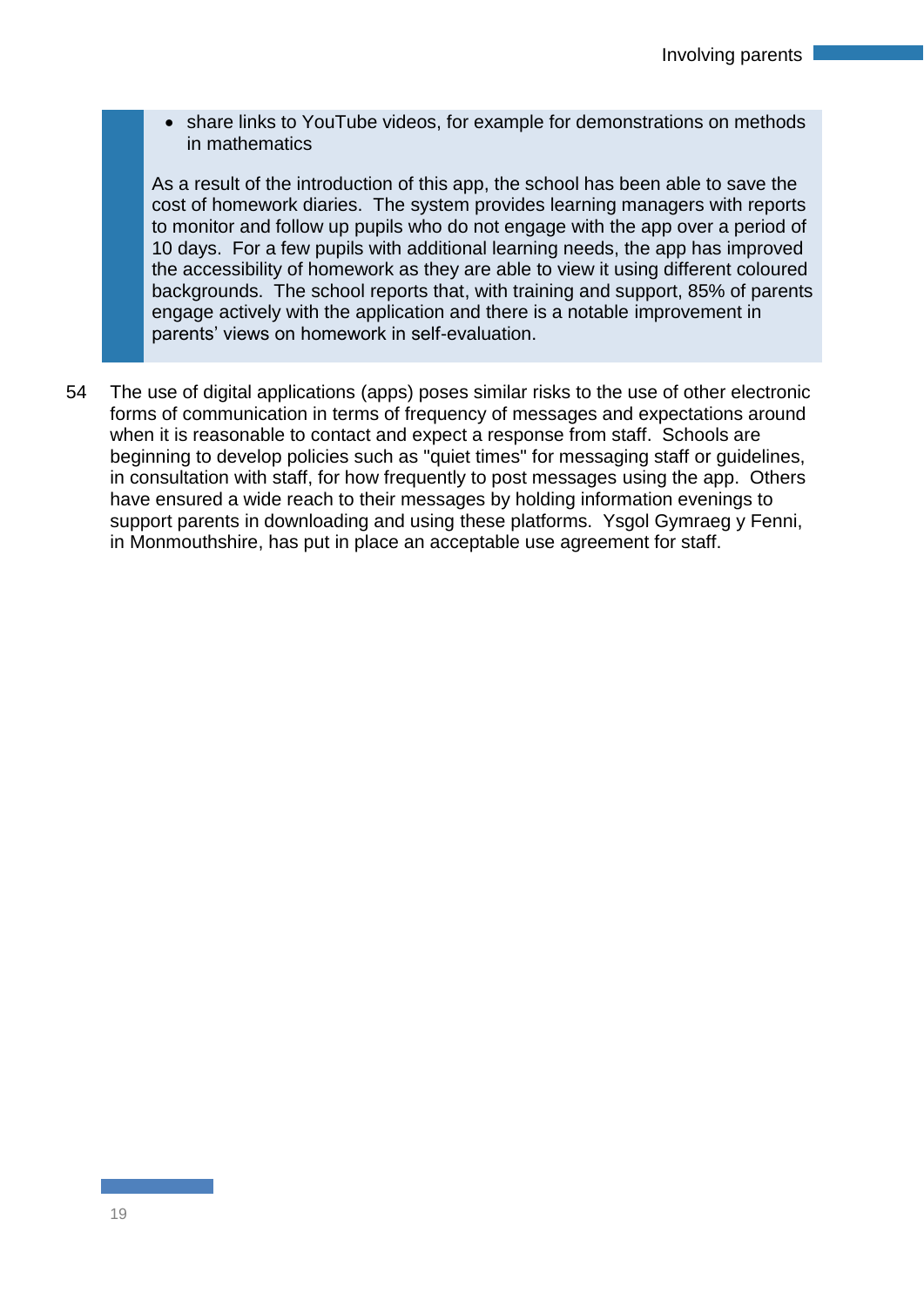- share links to YouTube videos, for example for demonstrations on methods in mathematics

As a result of the introduction of this app, the school has been able to save the cost of homework diaries. The system provides learning managers with reports to monitor and follow up pupils who do not engage with the app over a period of 10 days. For a few pupils with additional learning needs, the app has improved the accessibility of homework as they are able to view it using different coloured backgrounds. The school reports that, with training and support, 85% of parents engage actively with the application and there is a notable improvement in parents' views on homework in self-evaluation.

54 The use of digital applications (apps) poses similar risks to the use of other electronic forms of communication in terms of frequency of messages and expectations around when it is reasonable to contact and expect a response from staff. Schools are beginning to develop policies such as "quiet times" for messaging staff or guidelines, in consultation with staff, for how frequently to post messages using the app. Others have ensured a wide reach to their messages by holding information evenings to support parents in downloading and using these platforms. Ysgol Gymraeg y Fenni, in Monmouthshire, has put in place an acceptable use agreement for staff.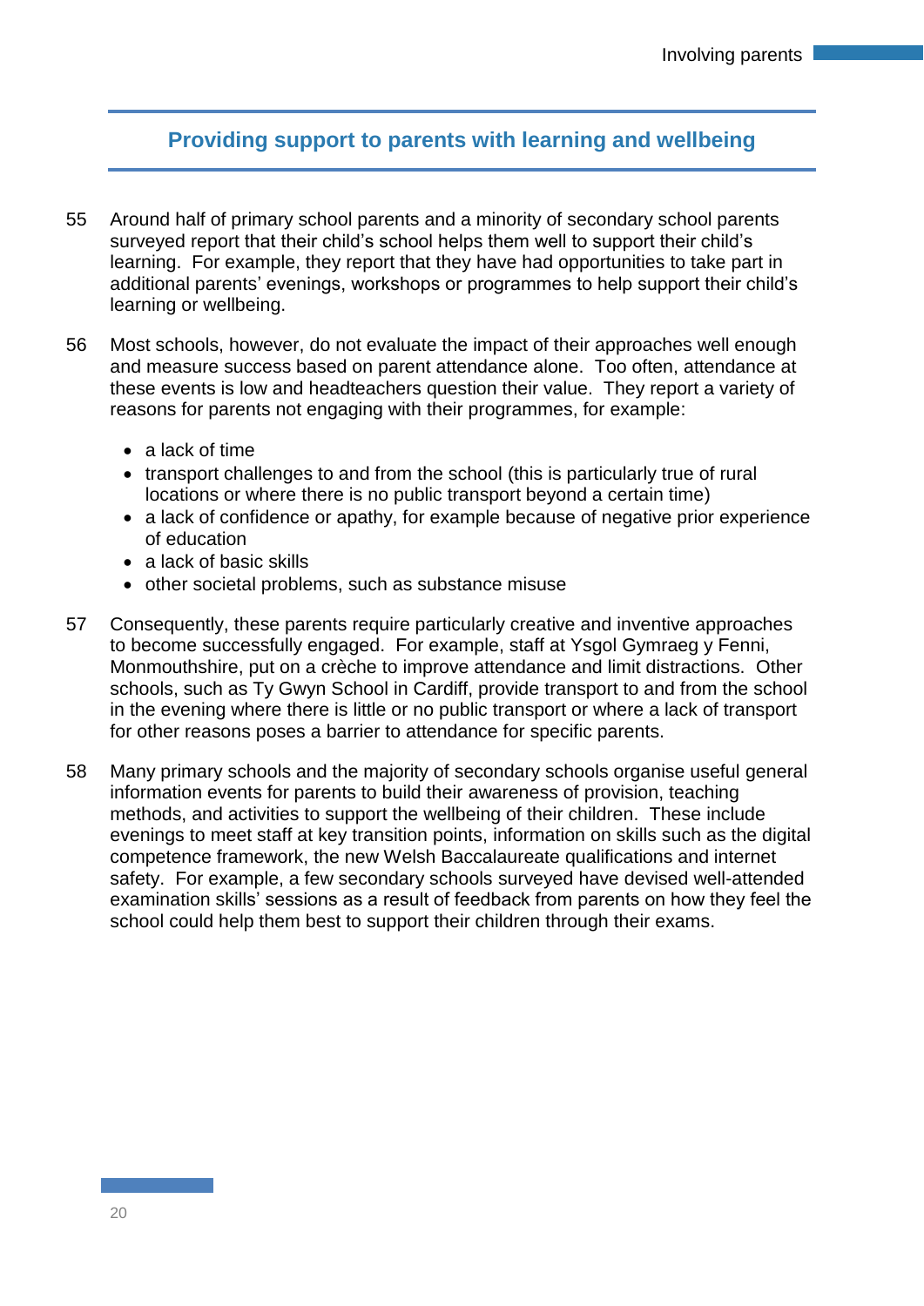## Providing support to parents with learning and wellbeing

55 Around half of primary school parents and a minority of secondary school parents surveyed report that their child's school helps them well to support their child's learning. For example, they report that they have had opportunities to take part in additional parents' evenings, workshops or programmes to help support their child's learning or wellbeing.

56 Most schools, however, do not evaluate the impact of their approaches well enough and measure success based on parent attendance alone. Too often, attendance at these events is low and headteachers question their value. They report a variety of reasons for parents not engaging with their programmes, for example:

- a lack of time
- transport challenges to and from the school (this is particularly true of rural locations or where there is no public transport beyond a certain time)
- a lack of confidence or apathy, for example because of negative prior experience of education
- a lack of basic skills
- other societal problems, such as substance misuse

57 Consequently, these parents require particularly creative and inventive approaches to become successfully engaged. For example, staff at Ysgol Gymraeg y Fenni, Monmouthshire, put on a crèche to improve attendance and limit distractions. Other schools, such as Ty Gwyn School in Cardiff, provide transport to and from the school in the evening where there is little or no public transport or where a lack of transport for other reasons poses a barrier to attendance for specific parents.

58 Many primary schools and the majority of secondary schools organise useful general information events for parents to build their awareness of provision, teaching methods, and activities to support the wellbeing of their children. These include evenings to meet staff at key transition points, information on skills such as the digital competence framework, the new Welsh Baccalaureate qualifications and internet safety. For example, a few secondary schools surveyed have devised well-attended examination skills' sessions as a result of feedback from parents on how they feel the school could help them best to support their children through their exams.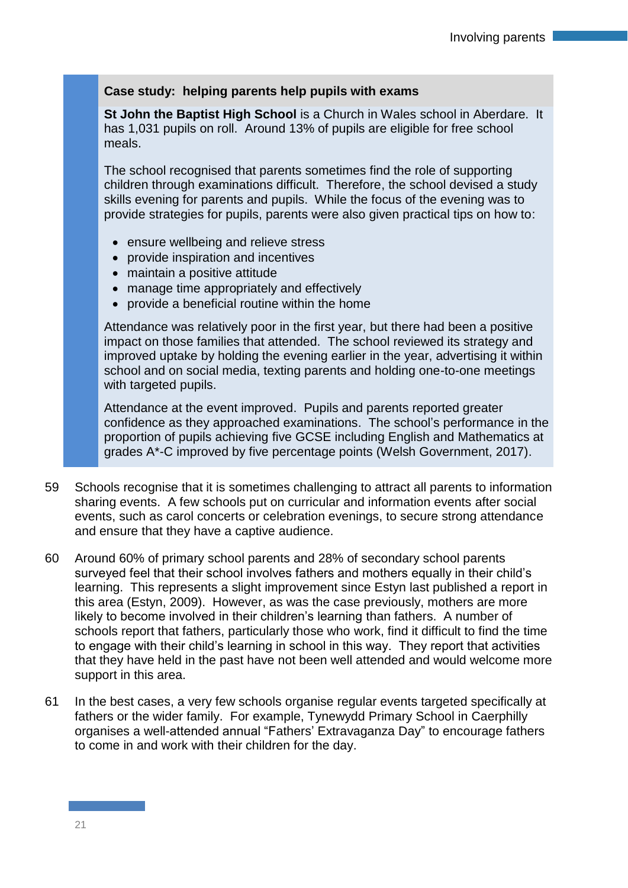**Case study: helping parents help pupils with exams**

**St John the Baptist High School** is a Church in Wales school in Aberdare. It has 1,031 pupils on roll. Around 13% of pupils are eligible for free school meals.

The school recognised that parents sometimes find the role of supporting children through examinations difficult. Therefore, the school devised a study skills evening for parents and pupils. While the focus of the evening was to provide strategies for pupils, parents were also given practical tips on how to:

- ensure wellbeing and relieve stress
- provide inspiration and incentives
- maintain a positive attitude
- manage time appropriately and effectively
- provide a beneficial routine within the home

Attendance was relatively poor in the first year, but there had been a positive impact on those families that attended. The school reviewed its strategy and improved uptake by holding the evening earlier in the year, advertising it within school and on social media, texting parents and holding one-to-one meetings with targeted pupils.

Attendance at the event improved. Pupils and parents reported greater confidence as they approached examinations. The school's performance in the proportion of pupils achieving five GCSE including English and Mathematics at grades A*-C improved by five percentage points (Welsh Government, 2017).

59 Schools recognise that it is sometimes challenging to attract all parents to information sharing events. A few schools put on curricular and information events after social events, such as carol concerts or celebration evenings, to secure strong attendance and ensure that they have a captive audience.

60 Around 60% of primary school parents and 28% of secondary school parents surveyed feel that their school involves fathers and mothers equally in their child's learning. This represents a slight improvement since Estyn last published a report in this area (Estyn, 2009). However, as was the case previously, mothers are more likely to become involved in their children's learning than fathers. A number of schools report that fathers, particularly those who work, find it difficult to find the time to engage with their child's learning in school in this way. They report that activities that they have held in the past have not been well attended and would welcome more support in this area.

61 In the best cases, a very few schools organise regular events targeted specifically at fathers or the wider family. For example, Tynewydd Primary School in Caerphilly organises a well-attended annual "Fathers' Extravaganza Day" to encourage fathers to come in and work with their children for the day.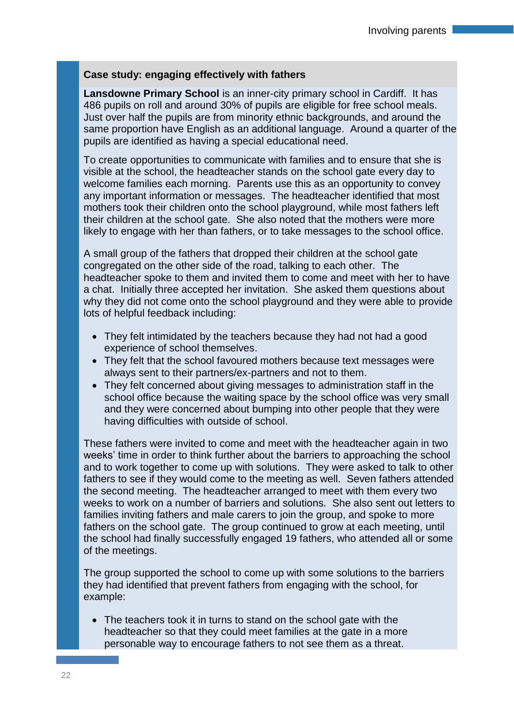### Case study: engaging effectively with fathers

**Lansdowne Primary School** is an inner-city primary school in Cardiff. It has 486 pupils on roll and around 30% of pupils are eligible for free school meals. Just over half the pupils are from minority ethnic backgrounds, and around the same proportion have English as an additional language. Around a quarter of the pupils are identified as having a special educational need.

To create opportunities to communicate with families and to ensure that she is visible at the school, the headteacher stands on the school gate every day to welcome families each morning. Parents use this as an opportunity to convey any important information or messages. The headteacher identified that most mothers took their children onto the school playground, while most fathers left their children at the school gate. She also noted that the mothers were more likely to engage with her than fathers, or to take messages to the school office.

A small group of the fathers that dropped their children at the school gate congregated on the other side of the road, talking to each other. The headteacher spoke to them and invited them to come and meet with her to have a chat. Initially three accepted her invitation. She asked them questions about why they did not come onto the school playground and they were able to provide lots of helpful feedback including:

- They felt intimidated by the teachers because they had not had a good experience of school themselves.
- They felt that the school favoured mothers because text messages were always sent to their partners/ex-partners and not to them.
- They felt concerned about giving messages to administration staff in the school office because the waiting space by the school office was very small and they were concerned about bumping into other people that they were having difficulties with outside of school.

These fathers were invited to come and meet with the headteacher again in two weeks' time in order to think further about the barriers to approaching the school and to work together to come up with solutions. They were asked to talk to other fathers to see if they would come to the meeting as well. Seven fathers attended the second meeting. The headteacher arranged to meet with them every two weeks to work on a number of barriers and solutions. She also sent out letters to families inviting fathers and male carers to join the group, and spoke to more fathers on the school gate. The group continued to grow at each meeting, until the school had finally successfully engaged 19 fathers, who attended all or some of the meetings.

The group supported the school to come up with some solutions to the barriers they had identified that prevent fathers from engaging with the school, for example:

- The teachers took it in turns to stand on the school gate with the headteacher so that they could meet families at the gate in a more personable way to encourage fathers to not see them as a threat.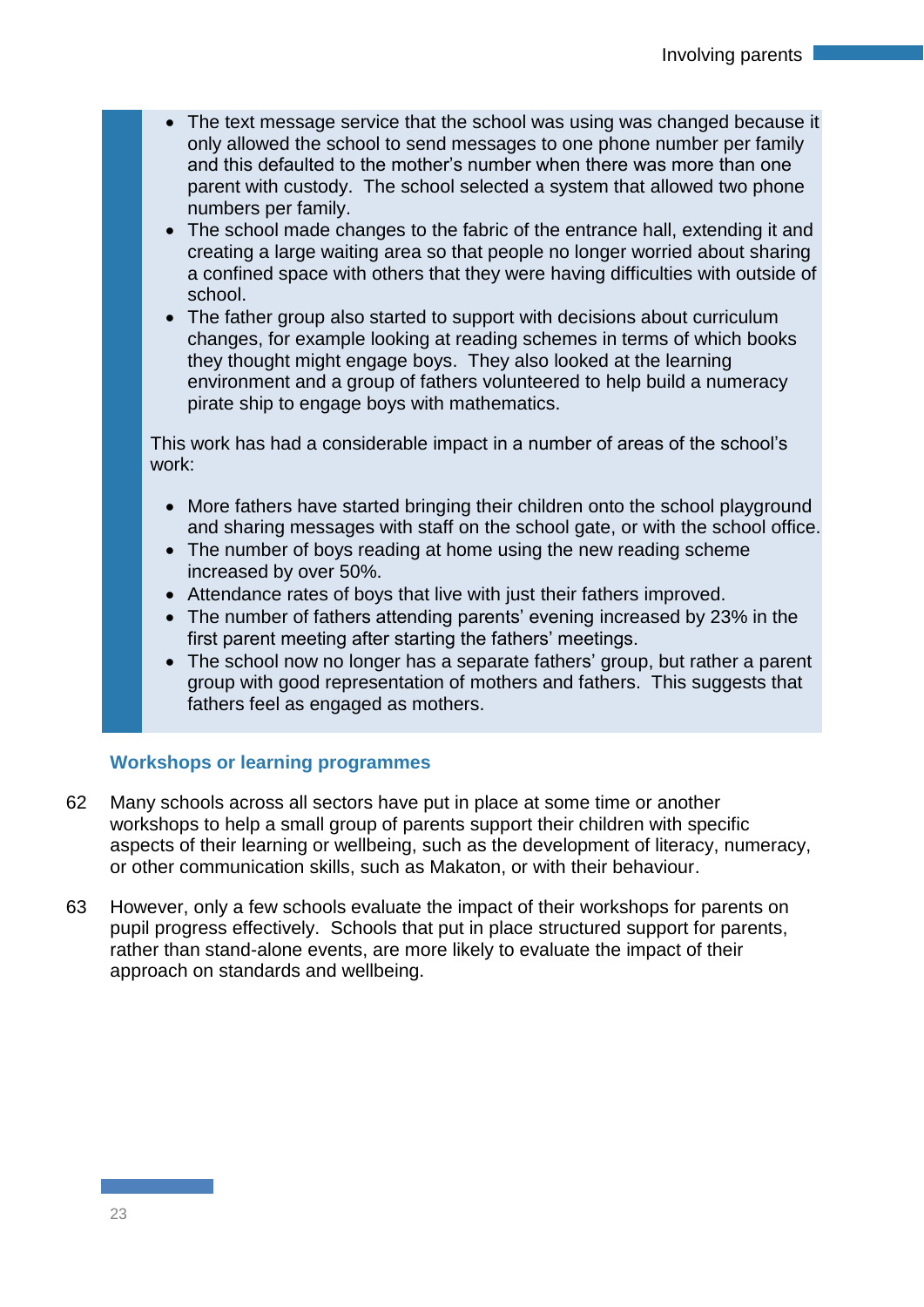- The text message service that the school was using was changed because it only allowed the school to send messages to one phone number per family and this defaulted to the mother's number when there was more than one parent with custody. The school selected a system that allowed two phone numbers per family.
- The school made changes to the fabric of the entrance hall, extending it and creating a large waiting area so that people no longer worried about sharing a confined space with others that they were having difficulties with outside of school.
- The father group also started to support with decisions about curriculum changes, for example looking at reading schemes in terms of which books they thought might engage boys. They also looked at the learning environment and a group of fathers volunteered to help build a numeracy pirate ship to engage boys with mathematics.

This work has had a considerable impact in a number of areas of the school's work:

- More fathers have started bringing their children onto the school playground and sharing messages with staff on the school gate, or with the school office.
- The number of boys reading at home using the new reading scheme increased by over 50%.
- Attendance rates of boys that live with just their fathers improved.
- The number of fathers attending parents' evening increased by 23% in the first parent meeting after starting the fathers' meetings.
- The school now no longer has a separate fathers' group, but rather a parent group with good representation of mothers and fathers. This suggests that fathers feel as engaged as mothers.

### Workshops or learning programmes

62 Many schools across all sectors have put in place at some time or another workshops to help a small group of parents support their children with specific aspects of their learning or wellbeing, such as the development of literacy, numeracy, or other communication skills, such as Makaton, or with their behaviour.

63 However, only a few schools evaluate the impact of their workshops for parents on pupil progress effectively. Schools that put in place structured support for parents, rather than stand-alone events, are more likely to evaluate the impact of their approach on standards and wellbeing.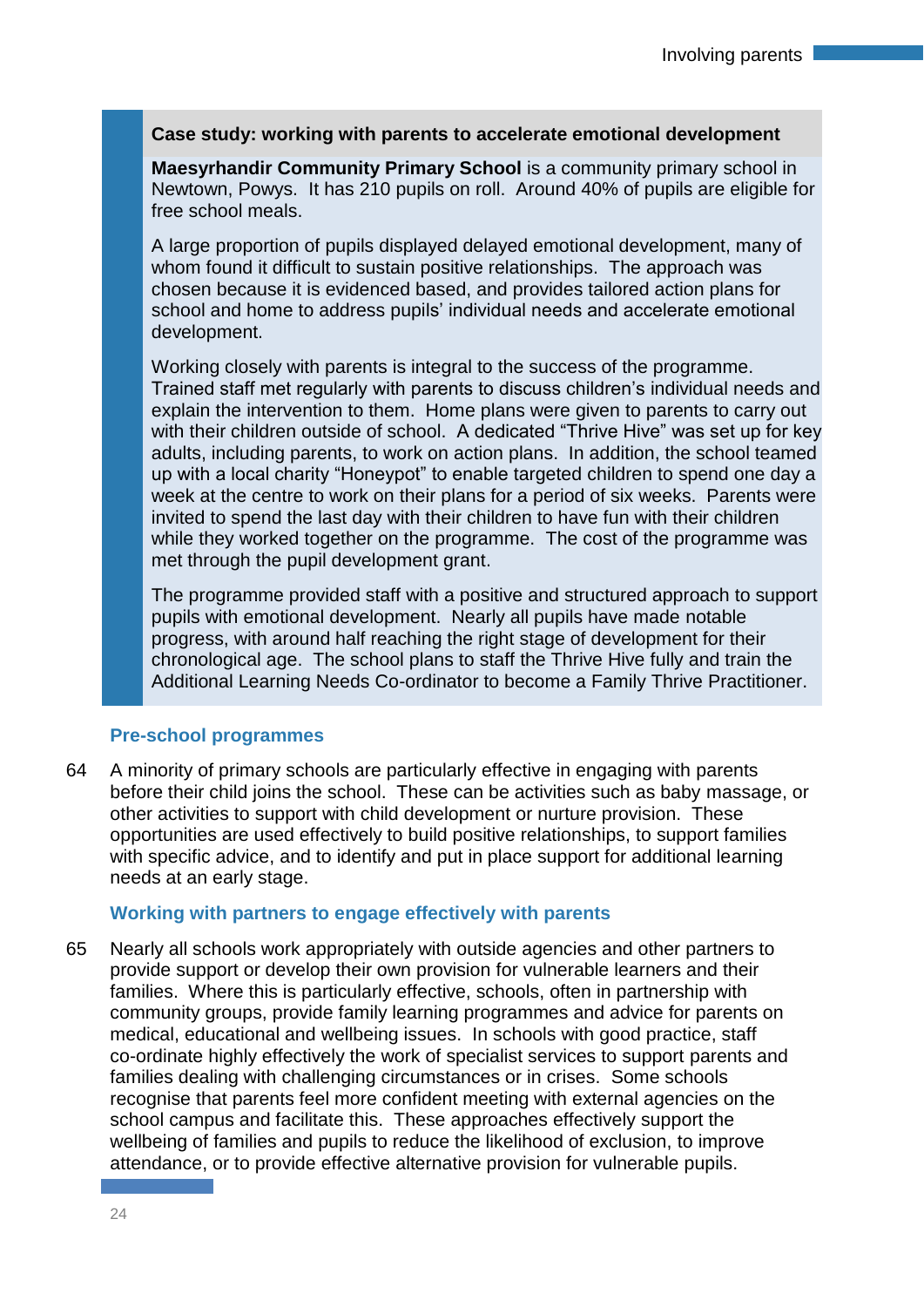**Case study: working with parents to accelerate emotional development**

**Maesyrhandir Community Primary School** is a community primary school in Newtown, Powys. It has 210 pupils on roll. Around 40% of pupils are eligible for free school meals.

A large proportion of pupils displayed delayed emotional development, many of whom found it difficult to sustain positive relationships. The approach was chosen because it is evidenced based, and provides tailored action plans for school and home to address pupils' individual needs and accelerate emotional development.

Working closely with parents is integral to the success of the programme. Trained staff met regularly with parents to discuss children's individual needs and explain the intervention to them. Home plans were given to parents to carry out with their children outside of school. A dedicated "Thrive Hive" was set up for key adults, including parents, to work on action plans. In addition, the school teamed up with a local charity "Honeypot" to enable targeted children to spend one day a week at the centre to work on their plans for a period of six weeks. Parents were invited to spend the last day with their children to have fun with their children while they worked together on the programme. The cost of the programme was met through the pupil development grant.

The programme provided staff with a positive and structured approach to support pupils with emotional development. Nearly all pupils have made notable progress, with around half reaching the right stage of development for their chronological age. The school plans to staff the Thrive Hive fully and train the Additional Learning Needs Co-ordinator to become a Family Thrive Practitioner.

### Pre-school programmes

64 A minority of primary schools are particularly effective in engaging with parents before their child joins the school. These can be activities such as baby massage, or other activities to support with child development or nurture provision. These opportunities are used effectively to build positive relationships, to support families with specific advice, and to identify and put in place support for additional learning needs at an early stage.

### Working with partners to engage effectively with parents

65 Nearly all schools work appropriately with outside agencies and other partners to provide support or develop their own provision for vulnerable learners and their families. Where this is particularly effective, schools, often in partnership with community groups, provide family learning programmes and advice for parents on medical, educational and wellbeing issues. In schools with good practice, staff co-ordinate highly effectively the work of specialist services to support parents and families dealing with challenging circumstances or in crises. Some schools recognise that parents feel more confident meeting with external agencies on the school campus and facilitate this. These approaches effectively support the wellbeing of families and pupils to reduce the likelihood of exclusion, to improve attendance, or to provide effective alternative provision for vulnerable pupils.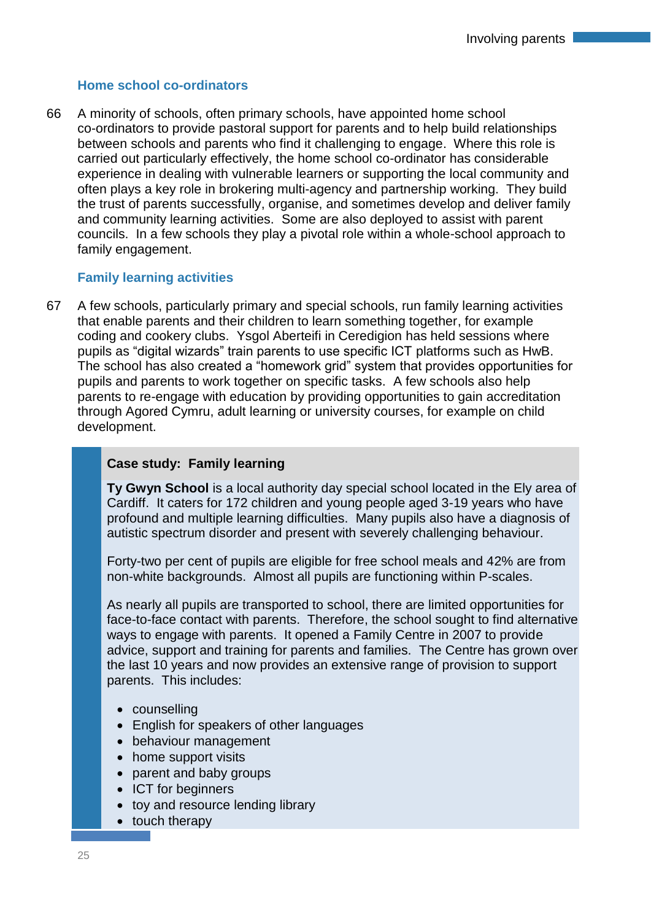### Home school co-ordinators

66 A minority of schools, often primary schools, have appointed home school co-ordinators to provide pastoral support for parents and to help build relationships between schools and parents who find it challenging to engage. Where this role is carried out particularly effectively, the home school co-ordinator has considerable experience in dealing with vulnerable learners or supporting the local community and often plays a key role in brokering multi-agency and partnership working. They build the trust of parents successfully, organise, and sometimes develop and deliver family and community learning activities. Some are also deployed to assist with parent councils. In a few schools they play a pivotal role within a whole-school approach to family engagement.

### Family learning activities

67 A few schools, particularly primary and special schools, run family learning activities that enable parents and their children to learn something together, for example coding and cookery clubs. Ysgol Aberteifi in Ceredigion has held sessions where pupils as "digital wizards" train parents to use specific ICT platforms such as HwB. The school has also created a "homework grid" system that provides opportunities for pupils and parents to work together on specific tasks. A few schools also help parents to re-engage with education by providing opportunities to gain accreditation through Agored Cymru, adult learning or university courses, for example on child development.

**Case study: Family learning**

**Ty Gwyn School** is a local authority day special school located in the Ely area of Cardiff. It caters for 172 children and young people aged 3-19 years who have profound and multiple learning difficulties. Many pupils also have a diagnosis of autistic spectrum disorder and present with severely challenging behaviour.

Forty-two per cent of pupils are eligible for free school meals and 42% are from non-white backgrounds. Almost all pupils are functioning within P-scales.

As nearly all pupils are transported to school, there are limited opportunities for face-to-face contact with parents. Therefore, the school sought to find alternative ways to engage with parents. It opened a Family Centre in 2007 to provide advice, support and training for parents and families. The Centre has grown over the last 10 years and now provides an extensive range of provision to support parents. This includes:

- counselling
- English for speakers of other languages
- behaviour management
- home support visits
- parent and baby groups
- ICT for beginners
- toy and resource lending library
- touch therapy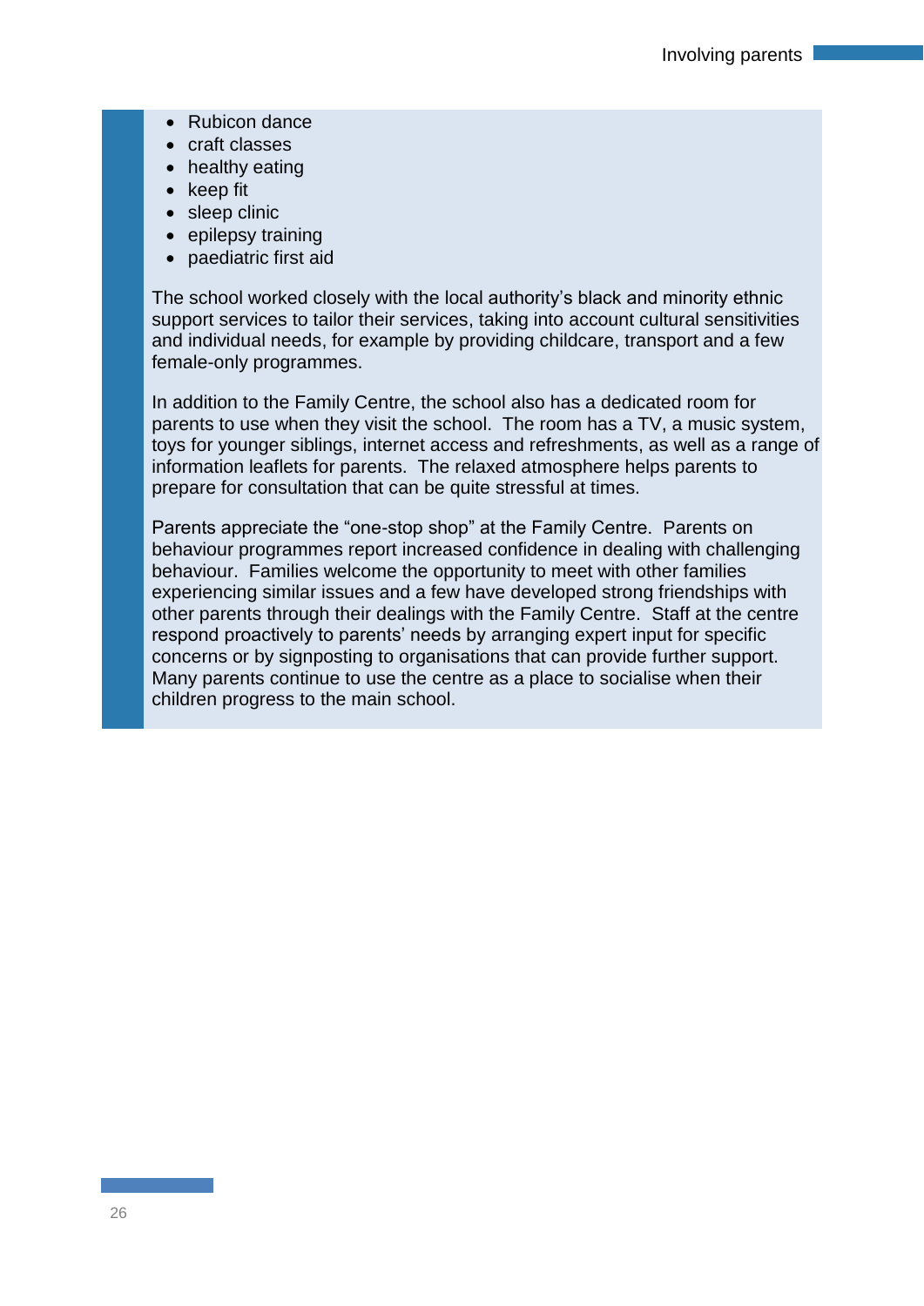- Rubicon dance
- craft classes
- healthy eating
- keep fit
- sleep clinic
- epilepsy training
- paediatric first aid

The school worked closely with the local authority's black and minority ethnic support services to tailor their services, taking into account cultural sensitivities and individual needs, for example by providing childcare, transport and a few female-only programmes.

In addition to the Family Centre, the school also has a dedicated room for parents to use when they visit the school. The room has a TV, a music system, toys for younger siblings, internet access and refreshments, as well as a range of information leaflets for parents. The relaxed atmosphere helps parents to prepare for consultation that can be quite stressful at times.

Parents appreciate the "one-stop shop" at the Family Centre. Parents on behaviour programmes report increased confidence in dealing with challenging behaviour. Families welcome the opportunity to meet with other families experiencing similar issues and a few have developed strong friendships with other parents through their dealings with the Family Centre. Staff at the centre respond proactively to parents' needs by arranging expert input for specific concerns or by signposting to organisations that can provide further support. Many parents continue to use the centre as a place to socialise when their children progress to the main school.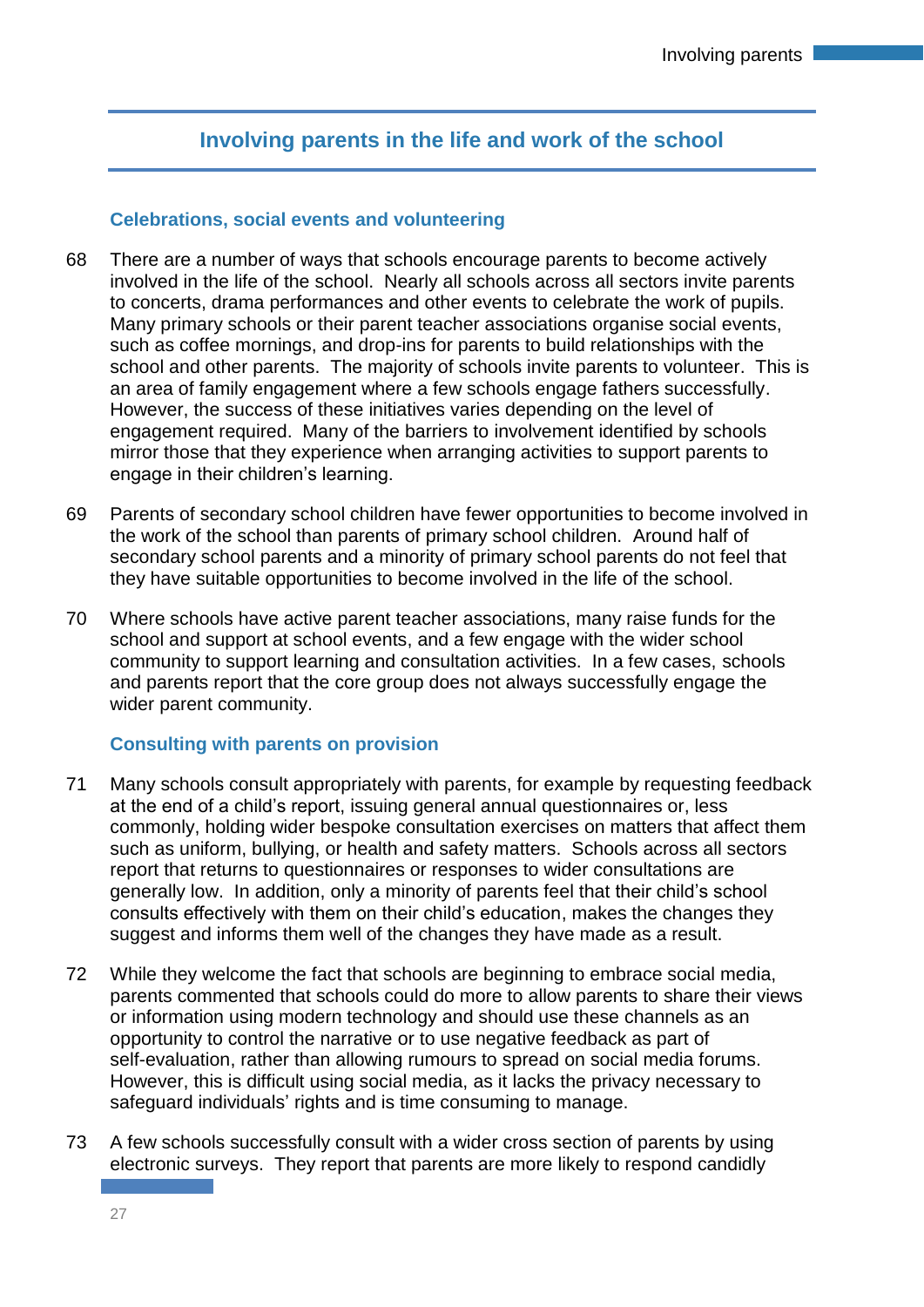## Involving parents in the life and work of the school

### Celebrations, social events and volunteering

68 There are a number of ways that schools encourage parents to become actively involved in the life of the school. Nearly all schools across all sectors invite parents to concerts, drama performances and other events to celebrate the work of pupils. Many primary schools or their parent teacher associations organise social events, such as coffee mornings, and drop-ins for parents to build relationships with the school and other parents. The majority of schools invite parents to volunteer. This is an area of family engagement where a few schools engage fathers successfully. However, the success of these initiatives varies depending on the level of engagement required. Many of the barriers to involvement identified by schools mirror those that they experience when arranging activities to support parents to engage in their children's learning.

69 Parents of secondary school children have fewer opportunities to become involved in the work of the school than parents of primary school children. Around half of secondary school parents and a minority of primary school parents do not feel that they have suitable opportunities to become involved in the life of the school.

70 Where schools have active parent teacher associations, many raise funds for the school and support at school events, and a few engage with the wider school community to support learning and consultation activities. In a few cases, schools and parents report that the core group does not always successfully engage the wider parent community.

### Consulting with parents on provision

71 Many schools consult appropriately with parents, for example by requesting feedback at the end of a child's report, issuing general annual questionnaires or, less commonly, holding wider bespoke consultation exercises on matters that affect them such as uniform, bullying, or health and safety matters. Schools across all sectors report that returns to questionnaires or responses to wider consultations are generally low. In addition, only a minority of parents feel that their child's school consults effectively with them on their child's education, makes the changes they suggest and informs them well of the changes they have made as a result.

72 While they welcome the fact that schools are beginning to embrace social media, parents commented that schools could do more to allow parents to share their views or information using modern technology and should use these channels as an opportunity to control the narrative or to use negative feedback as part of self-evaluation, rather than allowing rumours to spread on social media forums. However, this is difficult using social media, as it lacks the privacy necessary to safeguard individuals' rights and is time consuming to manage.

73 A few schools successfully consult with a wider cross section of parents by using electronic surveys. They report that parents are more likely to respond candidly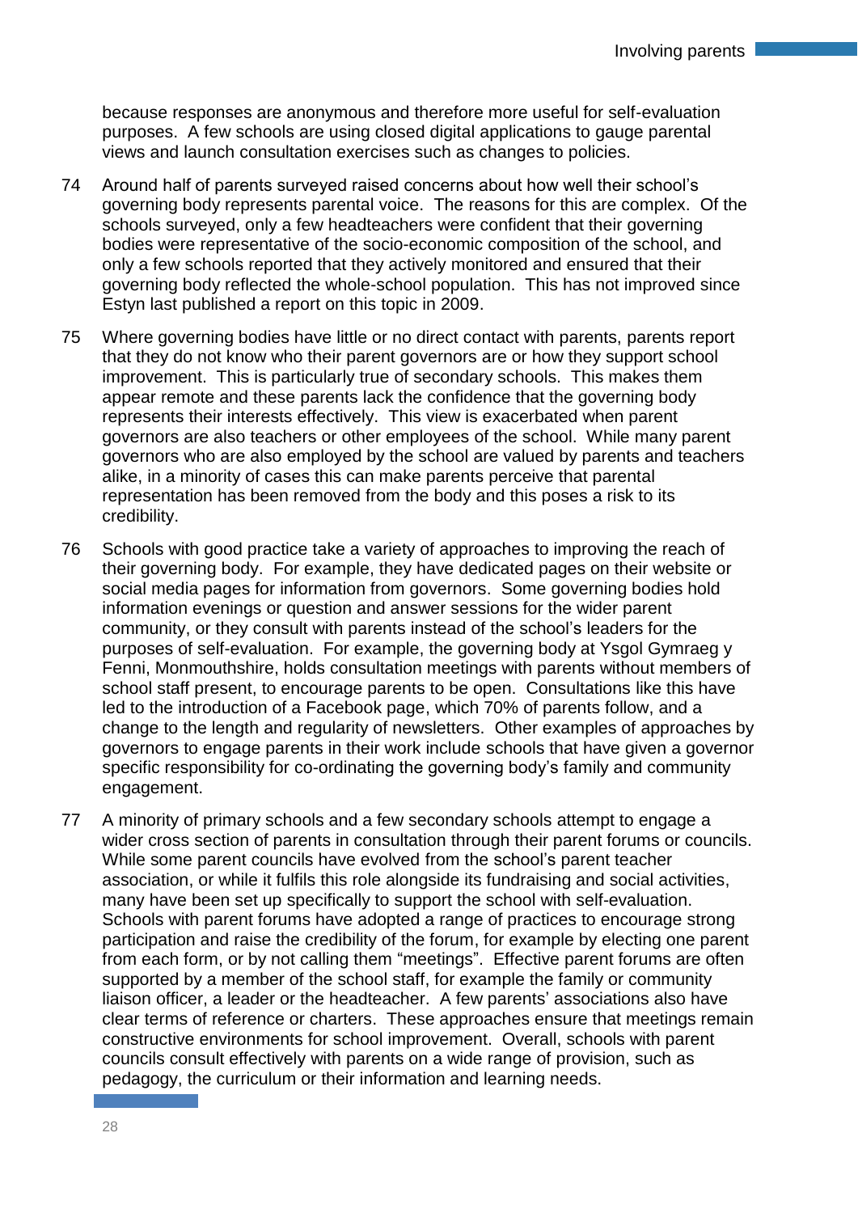because responses are anonymous and therefore more useful for self-evaluation purposes. A few schools are using closed digital applications to gauge parental views and launch consultation exercises such as changes to policies.

74 Around half of parents surveyed raised concerns about how well their school's governing body represents parental voice. The reasons for this are complex. Of the schools surveyed, only a few headteachers were confident that their governing bodies were representative of the socio-economic composition of the school, and only a few schools reported that they actively monitored and ensured that their governing body reflected the whole-school population. This has not improved since Estyn last published a report on this topic in 2009.

75 Where governing bodies have little or no direct contact with parents, parents report that they do not know who their parent governors are or how they support school improvement. This is particularly true of secondary schools. This makes them appear remote and these parents lack the confidence that the governing body represents their interests effectively. This view is exacerbated when parent governors are also teachers or other employees of the school. While many parent governors who are also employed by the school are valued by parents and teachers alike, in a minority of cases this can make parents perceive that parental representation has been removed from the body and this poses a risk to its credibility.

76 Schools with good practice take a variety of approaches to improving the reach of their governing body. For example, they have dedicated pages on their website or social media pages for information from governors. Some governing bodies hold information evenings or question and answer sessions for the wider parent community, or they consult with parents instead of the school's leaders for the purposes of self-evaluation. For example, the governing body at Ysgol Gymraeg y Fenni, Monmouthshire, holds consultation meetings with parents without members of school staff present, to encourage parents to be open. Consultations like this have led to the introduction of a Facebook page, which 70% of parents follow, and a change to the length and regularity of newsletters. Other examples of approaches by governors to engage parents in their work include schools that have given a governor specific responsibility for co-ordinating the governing body's family and community engagement.

77 A minority of primary schools and a few secondary schools attempt to engage a wider cross section of parents in consultation through their parent forums or councils. While some parent councils have evolved from the school's parent teacher association, or while it fulfils this role alongside its fundraising and social activities, many have been set up specifically to support the school with self-evaluation. Schools with parent forums have adopted a range of practices to encourage strong participation and raise the credibility of the forum, for example by electing one parent from each form, or by not calling them "meetings". Effective parent forums are often supported by a member of the school staff, for example the family or community liaison officer, a leader or the headteacher. A few parents' associations also have clear terms of reference or charters. These approaches ensure that meetings remain constructive environments for school improvement. Overall, schools with parent councils consult effectively with parents on a wide range of provision, such as pedagogy, the curriculum or their information and learning needs.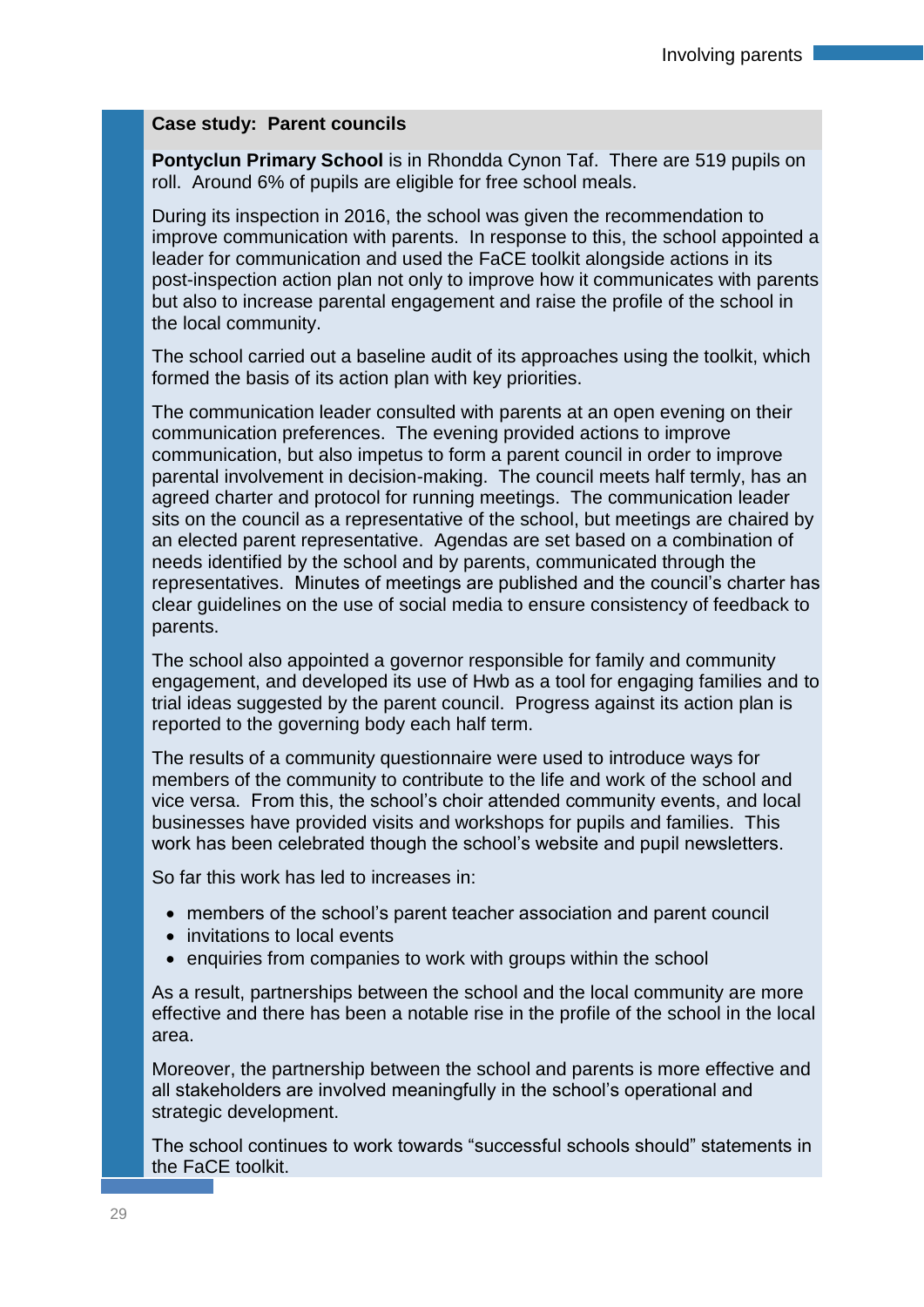### Case study: Parent councils

**Pontyclun Primary School** is in Rhondda Cynon Taf. There are 519 pupils on roll. Around 6% of pupils are eligible for free school meals.

During its inspection in 2016, the school was given the recommendation to improve communication with parents. In response to this, the school appointed a leader for communication and used the FaCE toolkit alongside actions in its post-inspection action plan not only to improve how it communicates with parents but also to increase parental engagement and raise the profile of the school in the local community.

The school carried out a baseline audit of its approaches using the toolkit, which formed the basis of its action plan with key priorities.

The communication leader consulted with parents at an open evening on their communication preferences. The evening provided actions to improve communication, but also impetus to form a parent council in order to improve parental involvement in decision-making. The council meets half termly, has an agreed charter and protocol for running meetings. The communication leader sits on the council as a representative of the school, but meetings are chaired by an elected parent representative. Agendas are set based on a combination of needs identified by the school and by parents, communicated through the representatives. Minutes of meetings are published and the council's charter has clear guidelines on the use of social media to ensure consistency of feedback to parents.

The school also appointed a governor responsible for family and community engagement, and developed its use of Hwb as a tool for engaging families and to trial ideas suggested by the parent council. Progress against its action plan is reported to the governing body each half term.

The results of a community questionnaire were used to introduce ways for members of the community to contribute to the life and work of the school and vice versa. From this, the school's choir attended community events, and local businesses have provided visits and workshops for pupils and families. This work has been celebrated though the school's website and pupil newsletters.

So far this work has led to increases in:

- members of the school's parent teacher association and parent council
- invitations to local events
- enquiries from companies to work with groups within the school

As a result, partnerships between the school and the local community are more effective and there has been a notable rise in the profile of the school in the local area.

Moreover, the partnership between the school and parents is more effective and all stakeholders are involved meaningfully in the school's operational and strategic development.

The school continues to work towards "successful schools should" statements in the FaCE toolkit.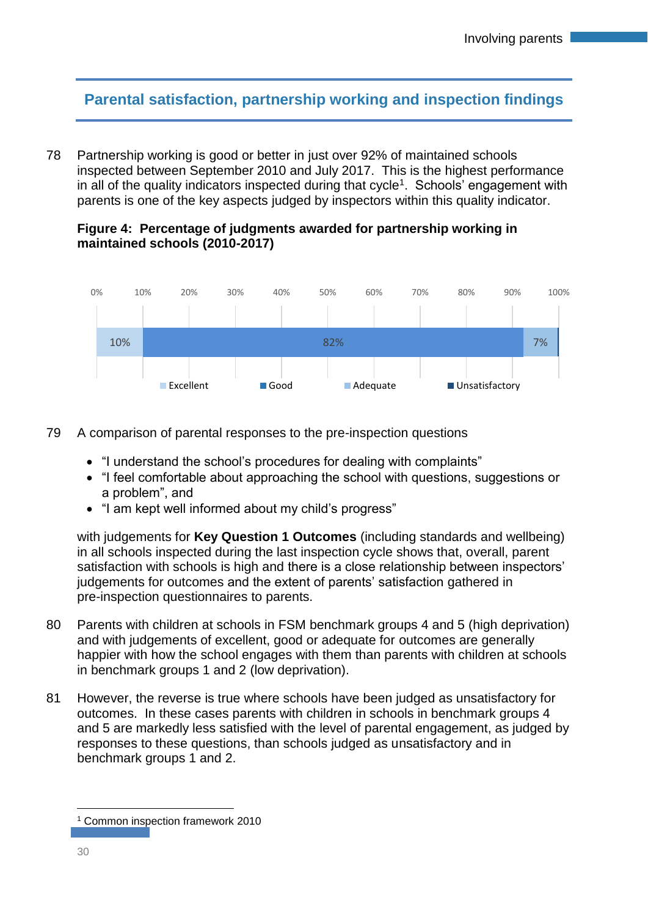## Parental satisfaction, partnership working and inspection findings

78 Partnership working is good or better in just over 92% of maintained schools inspected between September 2010 and July 2017. This is the highest performance in all of the quality indicators inspected during that cycle[1]. Schools' engagement with parents is one of the key aspects judged by inspectors within this quality indicator.

**Figure 4: Percentage of judgments awarded for partnership working in maintained schools (2010-2017)**

| Excellent | Good | Adequate | Unsatisfactory |
|---|---|---|---|
| 10% | 82% | 7% | |

79 A comparison of parental responses to the pre-inspection questions

- "I understand the school's procedures for dealing with complaints"
- "I feel comfortable about approaching the school with questions, suggestions or a problem", and
- "I am kept well informed about my child's progress"

with judgements for **Key Question 1 Outcomes** (including standards and wellbeing) in all schools inspected during the last inspection cycle shows that, overall, parent satisfaction with schools is high and there is a close relationship between inspectors' judgements for outcomes and the extent of parents' satisfaction gathered in pre-inspection questionnaires to parents.

80 Parents with children at schools in FSM benchmark groups 4 and 5 (high deprivation) and with judgements of excellent, good or adequate for outcomes are generally happier with how the school engages with them than parents with children at schools in benchmark groups 1 and 2 (low deprivation).

81 However, the reverse is true where schools have been judged as unsatisfactory for outcomes. In these cases parents with children in schools in benchmark groups 4 and 5 are markedly less satisfied with the level of parental engagement, as judged by responses to these questions, than schools judged as unsatisfactory and in benchmark groups 1 and 2.

[1] Common inspection framework 2010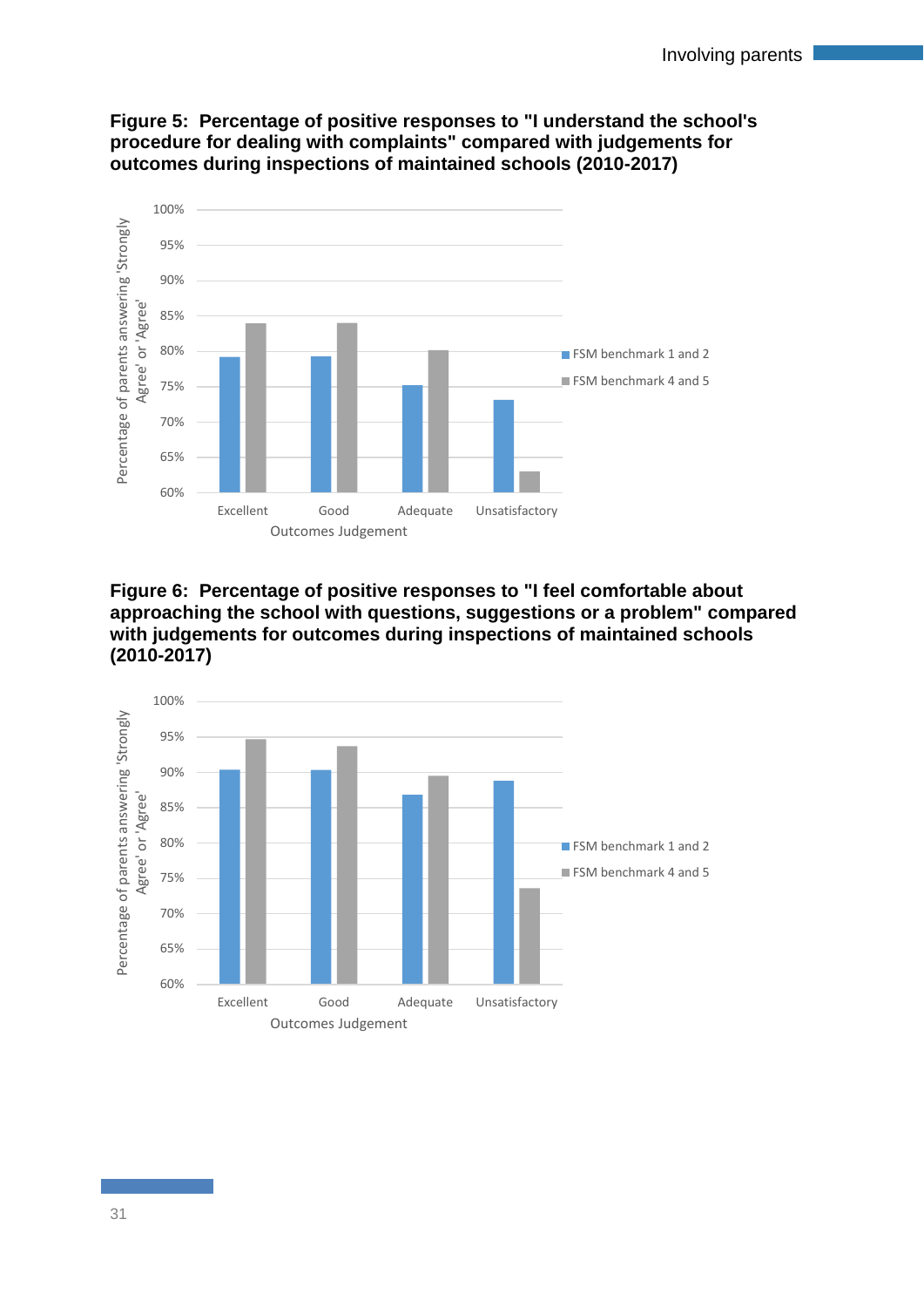**Figure 5: Percentage of positive responses to "I understand the school's procedure for dealing with complaints" compared with judgements for outcomes during inspections of maintained schools (2010-2017)**

**Figure 6: Percentage of positive responses to "I feel comfortable about approaching the school with questions, suggestions or a problem" compared with judgements for outcomes during inspections of maintained schools (2010-2017)**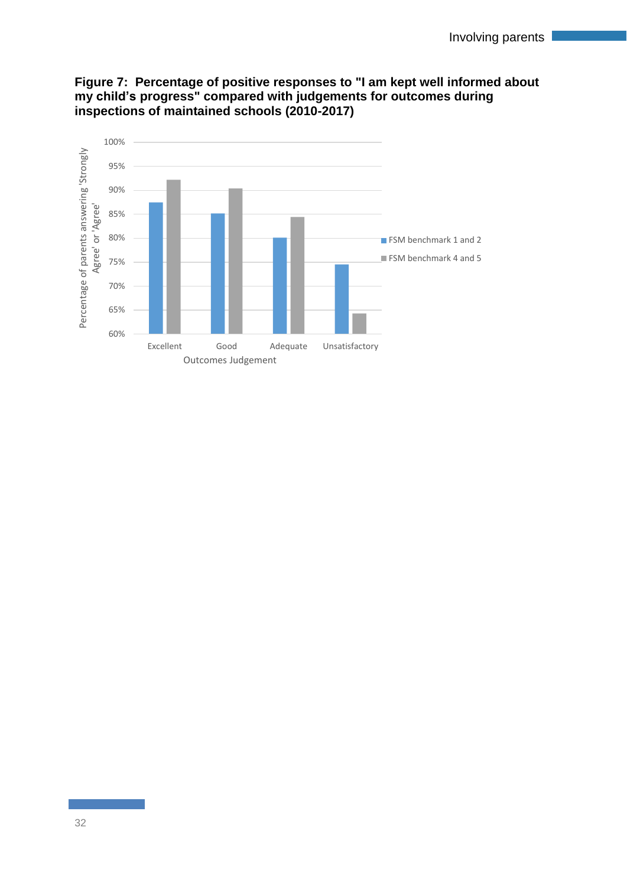**Figure 7: Percentage of positive responses to "I am kept well informed about my child's progress" compared with judgements for outcomes during inspections of maintained schools (2010-2017)**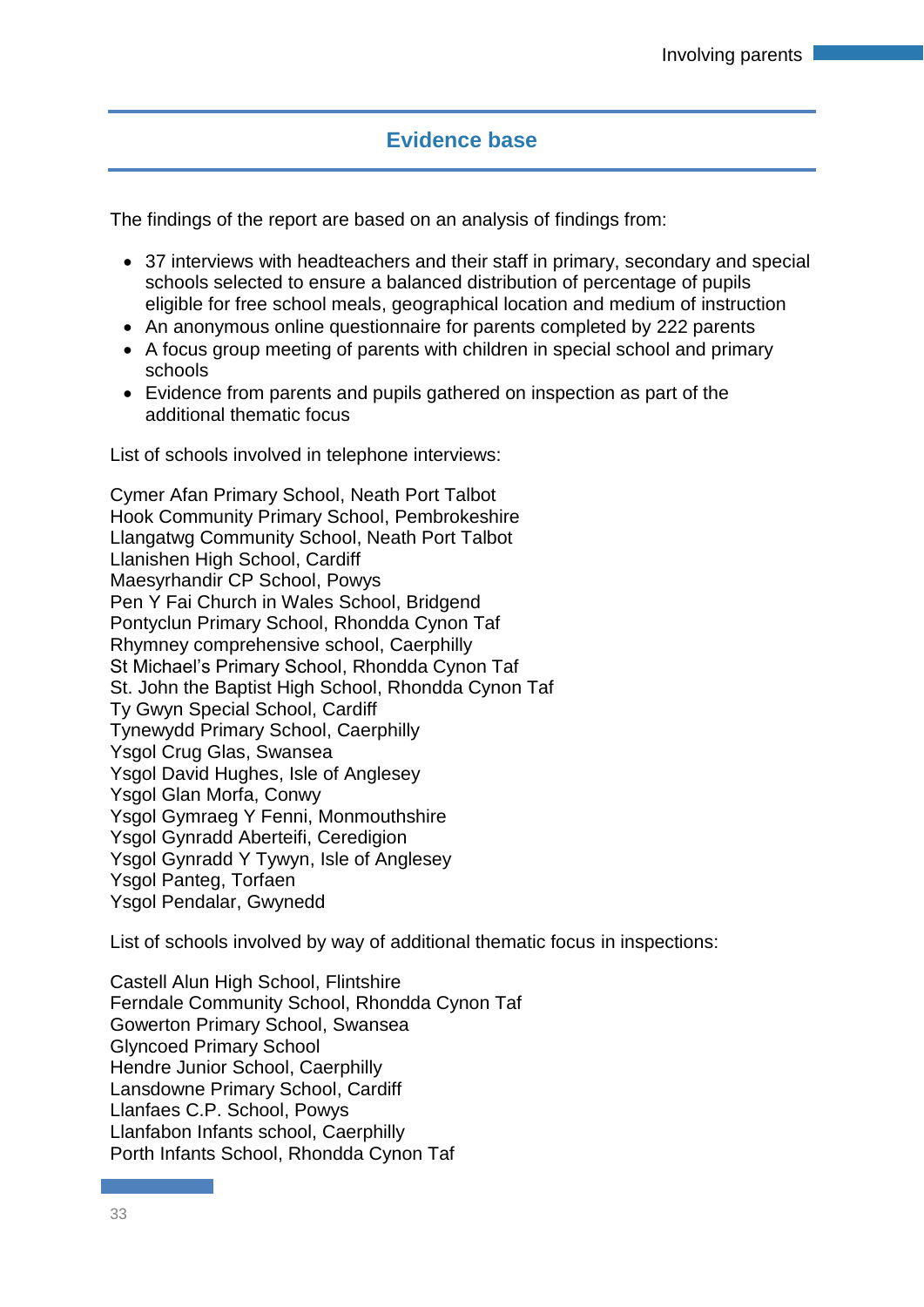## Evidence base

The findings of the report are based on an analysis of findings from:

- 37 interviews with headteachers and their staff in primary, secondary and special schools selected to ensure a balanced distribution of percentage of pupils eligible for free school meals, geographical location and medium of instruction
- An anonymous online questionnaire for parents completed by 222 parents
- A focus group meeting of parents with children in special school and primary schools
- Evidence from parents and pupils gathered on inspection as part of the additional thematic focus

List of schools involved in telephone interviews:

Cymer Afan Primary School, Neath Port Talbot
Hook Community Primary School, Pembrokeshire
Llangatwg Community School, Neath Port Talbot
Llanishen High School, Cardiff
Maesyrhandir CP School, Powys
Pen Y Fai Church in Wales School, Bridgend
Pontyclun Primary School, Rhondda Cynon Taf
Rhymney comprehensive school, Caerphilly
St Michael's Primary School, Rhondda Cynon Taf
St. John the Baptist High School, Rhondda Cynon Taf
Ty Gwyn Special School, Cardiff
Tynewydd Primary School, Caerphilly
Ysgol Crug Glas, Swansea
Ysgol David Hughes, Isle of Anglesey
Ysgol Glan Morfa, Conwy
Ysgol Gymraeg Y Fenni, Monmouthshire
Ysgol Gynradd Aberteifi, Ceredigion
Ysgol Gynradd Y Tywyn, Isle of Anglesey
Ysgol Panteg, Torfaen
Ysgol Pendalar, Gwynedd

List of schools involved by way of additional thematic focus in inspections:

Castell Alun High School, Flintshire
Ferndale Community School, Rhondda Cynon Taf
Gowerton Primary School, Swansea
Glyncoed Primary School
Hendre Junior School, Caerphilly
Lansdowne Primary School, Cardiff
Llanfaes C.P. School, Powys
Llanfabon Infants school, Caerphilly
Porth Infants School, Rhondda Cynon Taf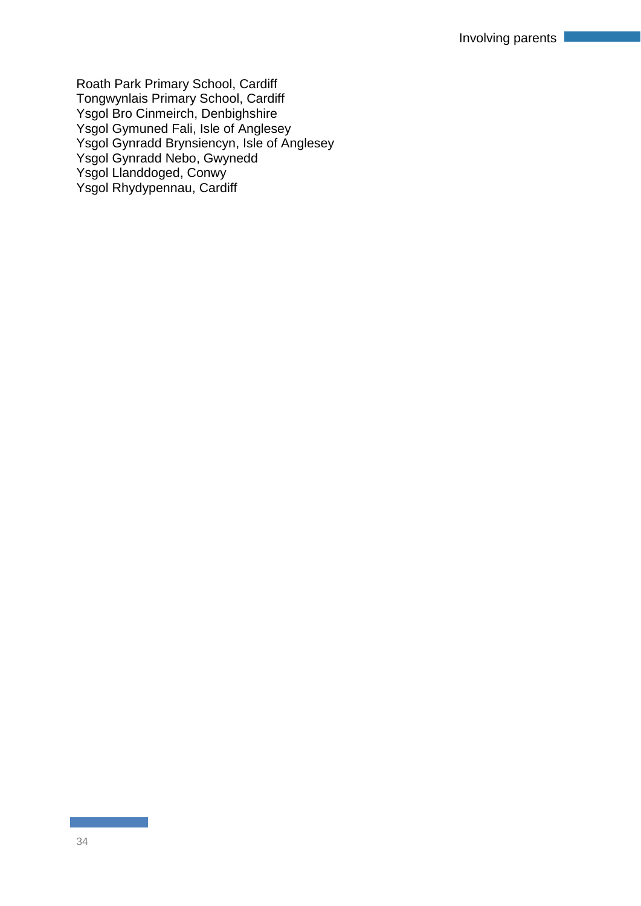Roath Park Primary School, Cardiff
Tongwynlais Primary School, Cardiff
Ysgol Bro Cinmeirch, Denbighshire
Ysgol Gymuned Fali, Isle of Anglesey
Ysgol Gynradd Brynsiencyn, Isle of Anglesey
Ysgol Gynradd Nebo, Gwynedd
Ysgol Llanddoged, Conwy
Ysgol Rhydypennau, Cardiff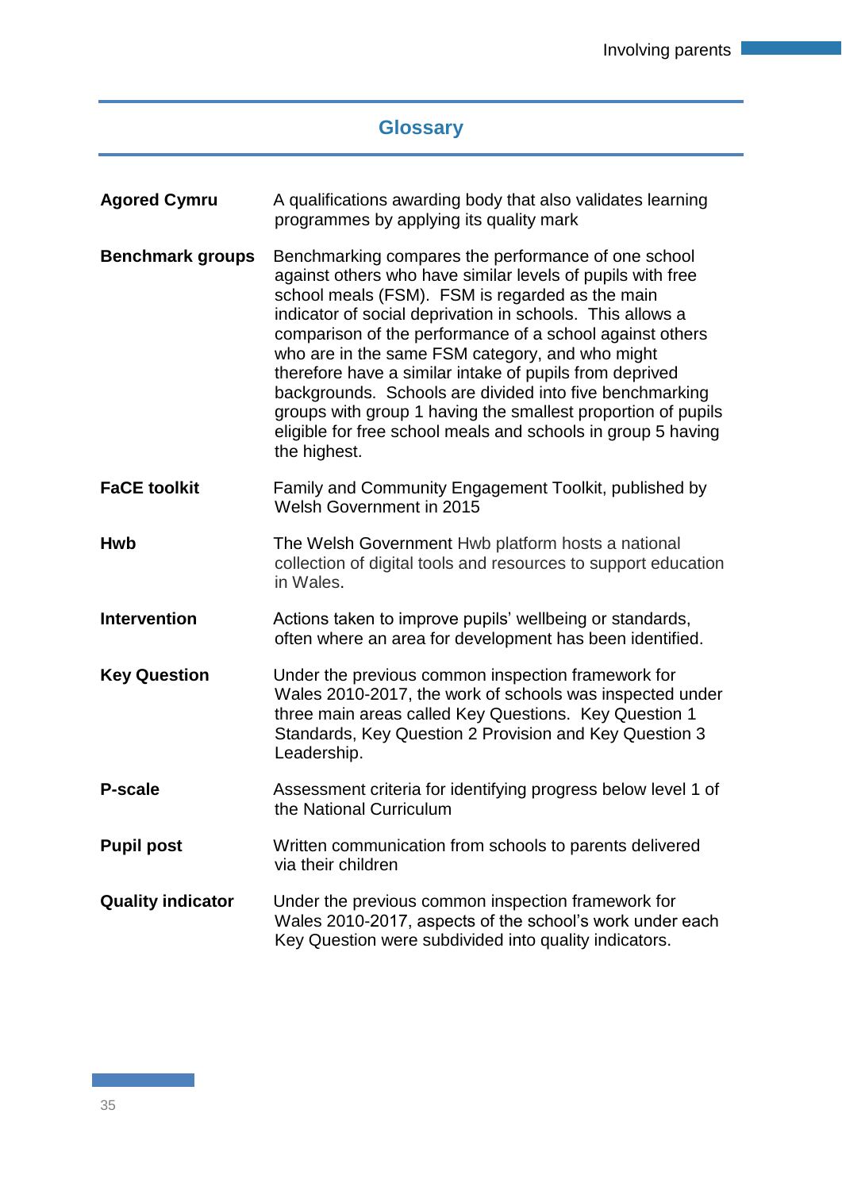## Glossary

**Agored Cymru** A qualifications awarding body that also validates learning programmes by applying its quality mark

**Benchmark groups** Benchmarking compares the performance of one school against others who have similar levels of pupils with free school meals (FSM). FSM is regarded as the main indicator of social deprivation in schools. This allows a comparison of the performance of a school against others who are in the same FSM category, and who might therefore have a similar intake of pupils from deprived backgrounds. Schools are divided into five benchmarking groups with group 1 having the smallest proportion of pupils eligible for free school meals and schools in group 5 having the highest.

**FaCE toolkit** Family and Community Engagement Toolkit, published by Welsh Government in 2015

**Hwb** The Welsh Government Hwb platform hosts a national collection of digital tools and resources to support education in Wales.

**Intervention** Actions taken to improve pupils' wellbeing or standards, often where an area for development has been identified.

**Key Question** Under the previous common inspection framework for Wales 2010-2017, the work of schools was inspected under three main areas called Key Questions. Key Question 1 Standards, Key Question 2 Provision and Key Question 3 Leadership.

**P-scale** Assessment criteria for identifying progress below level 1 of the National Curriculum

**Pupil post** Written communication from schools to parents delivered via their children

**Quality indicator** Under the previous common inspection framework for Wales 2010-2017, aspects of the school's work under each Key Question were subdivided into quality indicators.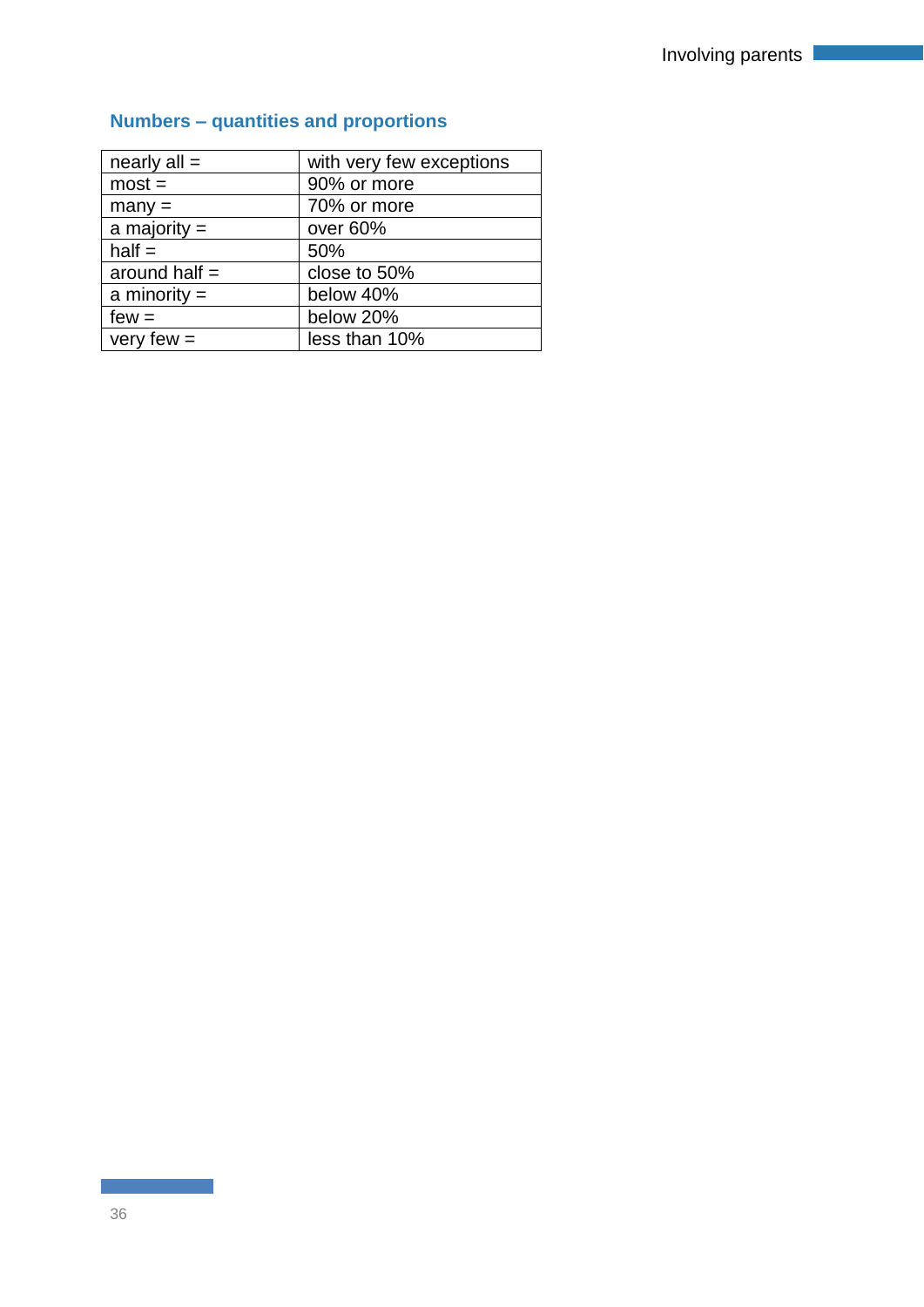## Numbers – quantities and proportions

| nearly all = | with very few exceptions |
|---|---|
| most = | 90% or more |
| many = | 70% or more |
| a majority = | over 60% |
| half = | 50% |
| around half = | close to 50% |
| a minority = | below 40% |
| few = | below 20% |
| very few = | less than 10% |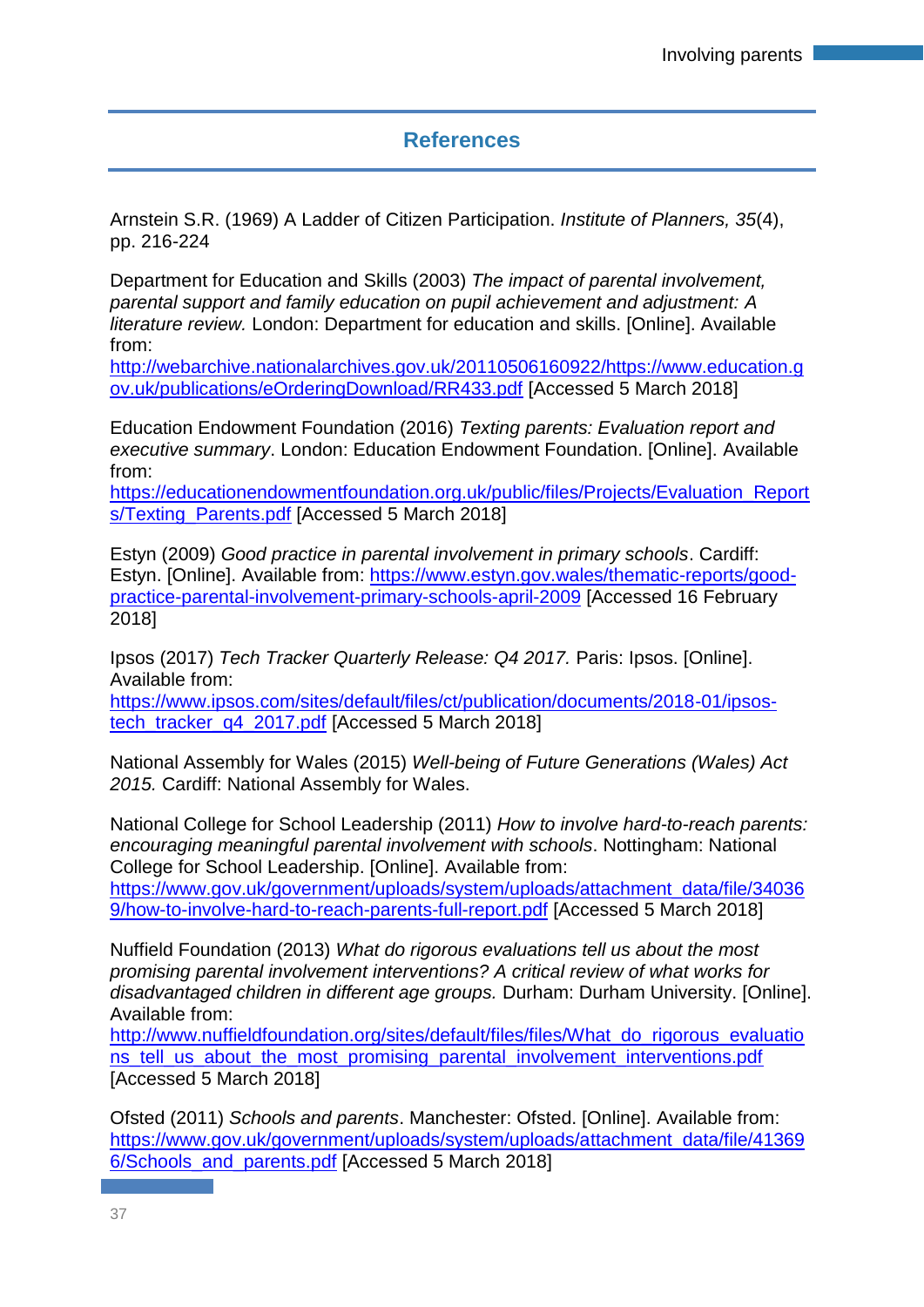## References

Arnstein S.R. (1969) A Ladder of Citizen Participation. *Institute of Planners, 35*(4), pp. 216-224

Department for Education and Skills (2003) *The impact of parental involvement, parental support and family education on pupil achievement and adjustment: A literature review.* London: Department for education and skills. [Online]. Available from: http://webarchive.nationalarchives.gov.uk/20110506160922/https://www.education.gov.uk/publications/eOrderingDownload/RR433.pdf [Accessed 5 March 2018]

Education Endowment Foundation (2016) *Texting parents: Evaluation report and executive summary*. London: Education Endowment Foundation. [Online]. Available from: https://educationendowmentfoundation.org.uk/public/files/Projects/Evaluation_Reports/Texting_Parents.pdf [Accessed 5 March 2018]

Estyn (2009) *Good practice in parental involvement in primary schools*. Cardiff: Estyn. [Online]. Available from: https://www.estyn.gov.wales/thematic-reports/good-practice-parental-involvement-primary-schools-april-2009 [Accessed 16 February 2018]

Ipsos (2017) *Tech Tracker Quarterly Release: Q4 2017.* Paris: Ipsos. [Online]. Available from: https://www.ipsos.com/sites/default/files/ct/publication/documents/2018-01/ipsos-tech_tracker_q4_2017.pdf [Accessed 5 March 2018]

National Assembly for Wales (2015) *Well-being of Future Generations (Wales) Act 2015.* Cardiff: National Assembly for Wales.

National College for School Leadership (2011) *How to involve hard-to-reach parents: encouraging meaningful parental involvement with schools*. Nottingham: National College for School Leadership. [Online]. Available from: https://www.gov.uk/government/uploads/system/uploads/attachment_data/file/340369/how-to-involve-hard-to-reach-parents-full-report.pdf [Accessed 5 March 2018]

Nuffield Foundation (2013) *What do rigorous evaluations tell us about the most promising parental involvement interventions? A critical review of what works for disadvantaged children in different age groups.* Durham: Durham University. [Online]. Available from: http://www.nuffieldfoundation.org/sites/default/files/files/What_do_rigorous_evaluations_tell_us_about_the_most_promising_parental_involvement_interventions.pdf [Accessed 5 March 2018]

Ofsted (2011) *Schools and parents*. Manchester: Ofsted. [Online]. Available from: https://www.gov.uk/government/uploads/system/uploads/attachment_data/file/413696/Schools_and_parents.pdf [Accessed 5 March 2018]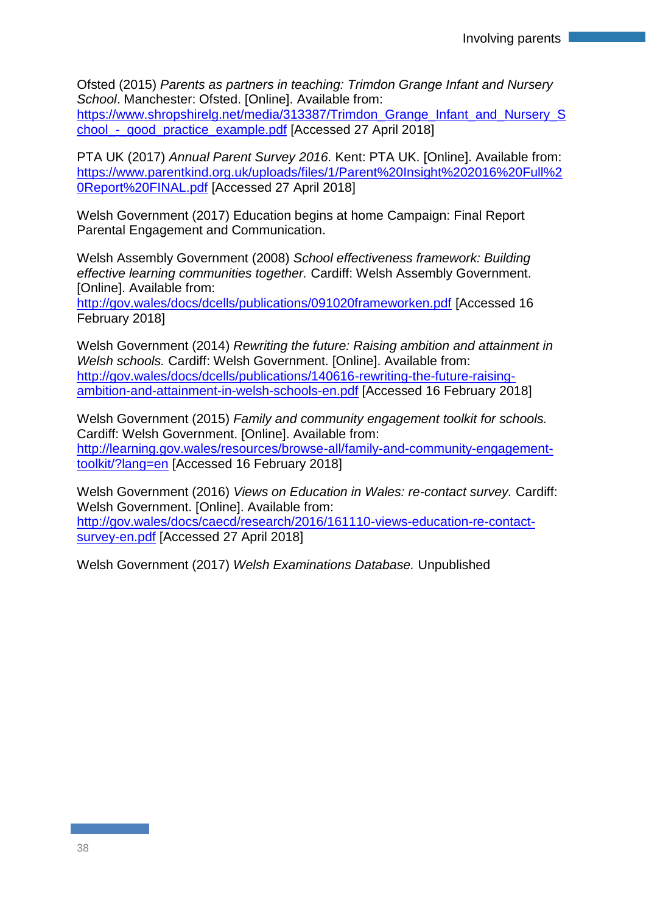Ofsted (2015) *Parents as partners in teaching: Trimdon Grange Infant and Nursery School*. Manchester: Ofsted. [Online]. Available from: https://www.shropshirelg.net/media/313387/Trimdon_Grange_Infant_and_Nursery_School_-_good_practice_example.pdf [Accessed 27 April 2018]

PTA UK (2017) *Annual Parent Survey 2016*. Kent: PTA UK. [Online]. Available from: https://www.parentkind.org.uk/uploads/files/1/Parent%20Insight%202016%20Full%20Report%20FINAL.pdf [Accessed 27 April 2018]

Welsh Government (2017) Education begins at home Campaign: Final Report Parental Engagement and Communication.

Welsh Assembly Government (2008) *School effectiveness framework: Building effective learning communities together.* Cardiff: Welsh Assembly Government. [Online]. Available from: http://gov.wales/docs/dcells/publications/091020frameworken.pdf [Accessed 16 February 2018]

Welsh Government (2014) *Rewriting the future: Raising ambition and attainment in Welsh schools.* Cardiff: Welsh Government. [Online]. Available from: http://gov.wales/docs/dcells/publications/140616-rewriting-the-future-raising-ambition-and-attainment-in-welsh-schools-en.pdf [Accessed 16 February 2018]

Welsh Government (2015) *Family and community engagement toolkit for schools.* Cardiff: Welsh Government. [Online]. Available from: http://learning.gov.wales/resources/browse-all/family-and-community-engagement-toolkit/?lang=en [Accessed 16 February 2018]

Welsh Government (2016) *Views on Education in Wales: re-contact survey.* Cardiff: Welsh Government. [Online]. Available from: http://gov.wales/docs/caecd/research/2016/161110-views-education-re-contact-survey-en.pdf [Accessed 27 April 2018]

Welsh Government (2017) *Welsh Examinations Database.* Unpublished